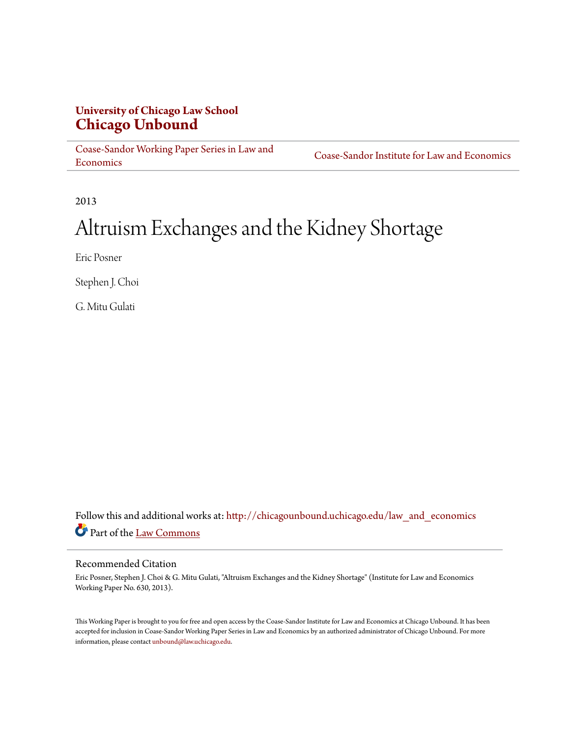**University of Chicago Law School**
**Chicago Unbound**

Coase-Sandor Working Paper Series in Law and Economics | Coase-Sandor Institute for Law and Economics

2013

# Altruism Exchanges and the Kidney Shortage

Eric Posner

Stephen J. Choi

G. Mitu Gulati

Follow this and additional works at: http://chicagounbound.uchicago.edu/law_and_economics

Part of the Law Commons

## Recommended Citation

Eric Posner, Stephen J. Choi & G. Mitu Gulati, "Altruism Exchanges and the Kidney Shortage" (Institute for Law and Economics Working Paper No. 630, 2013).

This Working Paper is brought to you for free and open access by the Coase-Sandor Institute for Law and Economics at Chicago Unbound. It has been accepted for inclusion in Coase-Sandor Working Paper Series in Law and Economics by an authorized administrator of Chicago Unbound. For more information, please contact unbound@law.uchicago.edu.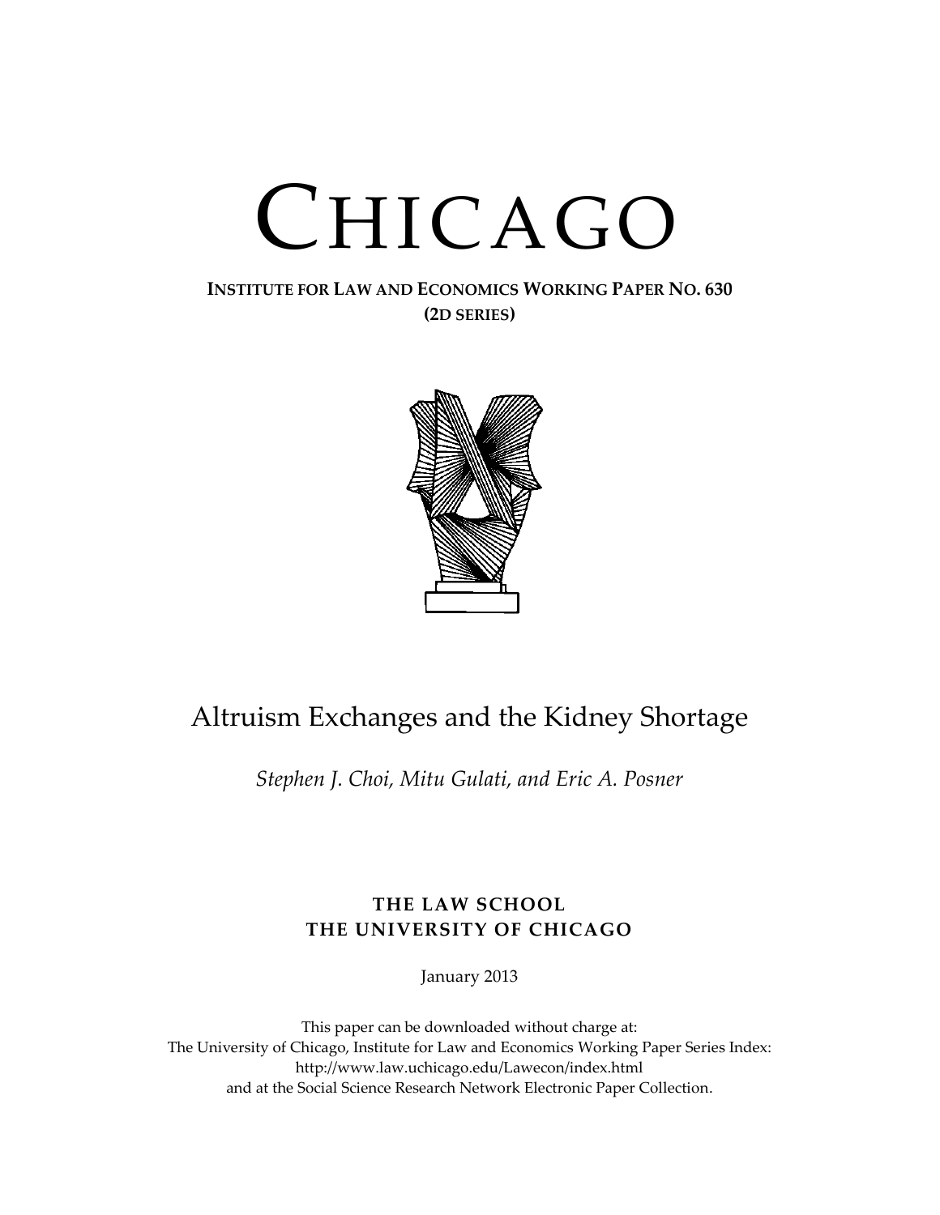# CHICAGO

**INSTITUTE FOR LAW AND ECONOMICS WORKING PAPER NO. 630**
**(2D SERIES)**

## Altruism Exchanges and the Kidney Shortage

*Stephen J. Choi, Mitu Gulati, and Eric A. Posner*

**THE LAW SCHOOL**
**THE UNIVERSITY OF CHICAGO**

January 2013

This paper can be downloaded without charge at:
The University of Chicago, Institute for Law and Economics Working Paper Series Index:
http://www.law.uchicago.edu/Lawecon/index.html
and at the Social Science Research Network Electronic Paper Collection.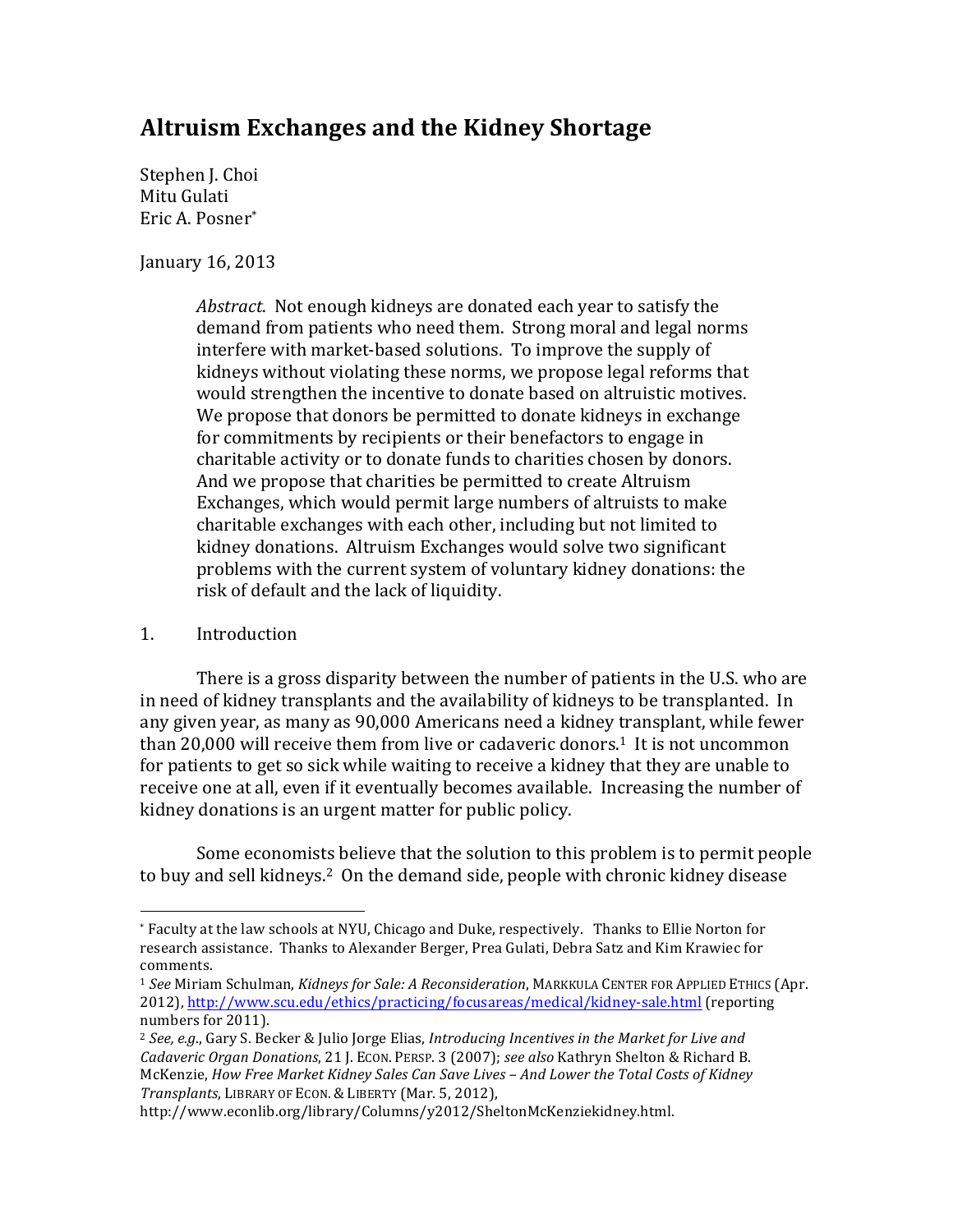# Altruism Exchanges and the Kidney Shortage

Stephen J. Choi
Mitu Gulati
Eric A. Posner*

January 16, 2013

> *Abstract*. Not enough kidneys are donated each year to satisfy the demand from patients who need them. Strong moral and legal norms interfere with market-based solutions. To improve the supply of kidneys without violating these norms, we propose legal reforms that would strengthen the incentive to donate based on altruistic motives. We propose that donors be permitted to donate kidneys in exchange for commitments by recipients or their benefactors to engage in charitable activity or to donate funds to charities chosen by donors. And we propose that charities be permitted to create Altruism Exchanges, which would permit large numbers of altruists to make charitable exchanges with each other, including but not limited to kidney donations. Altruism Exchanges would solve two significant problems with the current system of voluntary kidney donations: the risk of default and the lack of liquidity.

## 1. Introduction

There is a gross disparity between the number of patients in the U.S. who are in need of kidney transplants and the availability of kidneys to be transplanted. In any given year, as many as 90,000 Americans need a kidney transplant, while fewer than 20,000 will receive them from live or cadaveric donors.[1] It is not uncommon for patients to get so sick while waiting to receive a kidney that they are unable to receive one at all, even if it eventually becomes available. Increasing the number of kidney donations is an urgent matter for public policy.

Some economists believe that the solution to this problem is to permit people to buy and sell kidneys.[2] On the demand side, people with chronic kidney disease

---

* Faculty at the law schools at NYU, Chicago and Duke, respectively. Thanks to Ellie Norton for research assistance. Thanks to Alexander Berger, Prea Gulati, Debra Satz and Kim Krawiec for comments.

[1] *See* Miriam Schulman, *Kidneys for Sale: A Reconsideration*, MARKKULA CENTER FOR APPLIED ETHICS (Apr. 2012), http://www.scu.edu/ethics/practicing/focusareas/medical/kidney-sale.html (reporting numbers for 2011).

[2] *See, e.g.*, Gary S. Becker & Julio Jorge Elias, *Introducing Incentives in the Market for Live and Cadaveric Organ Donations*, 21 J. ECON. PERSP. 3 (2007); *see also* Kathryn Shelton & Richard B. McKenzie, *How Free Market Kidney Sales Can Save Lives – And Lower the Total Costs of Kidney Transplants*, LIBRARY OF ECON. & LIBERTY (Mar. 5, 2012), http://www.econlib.org/library/Columns/y2012/SheltonMcKenziekidney.html.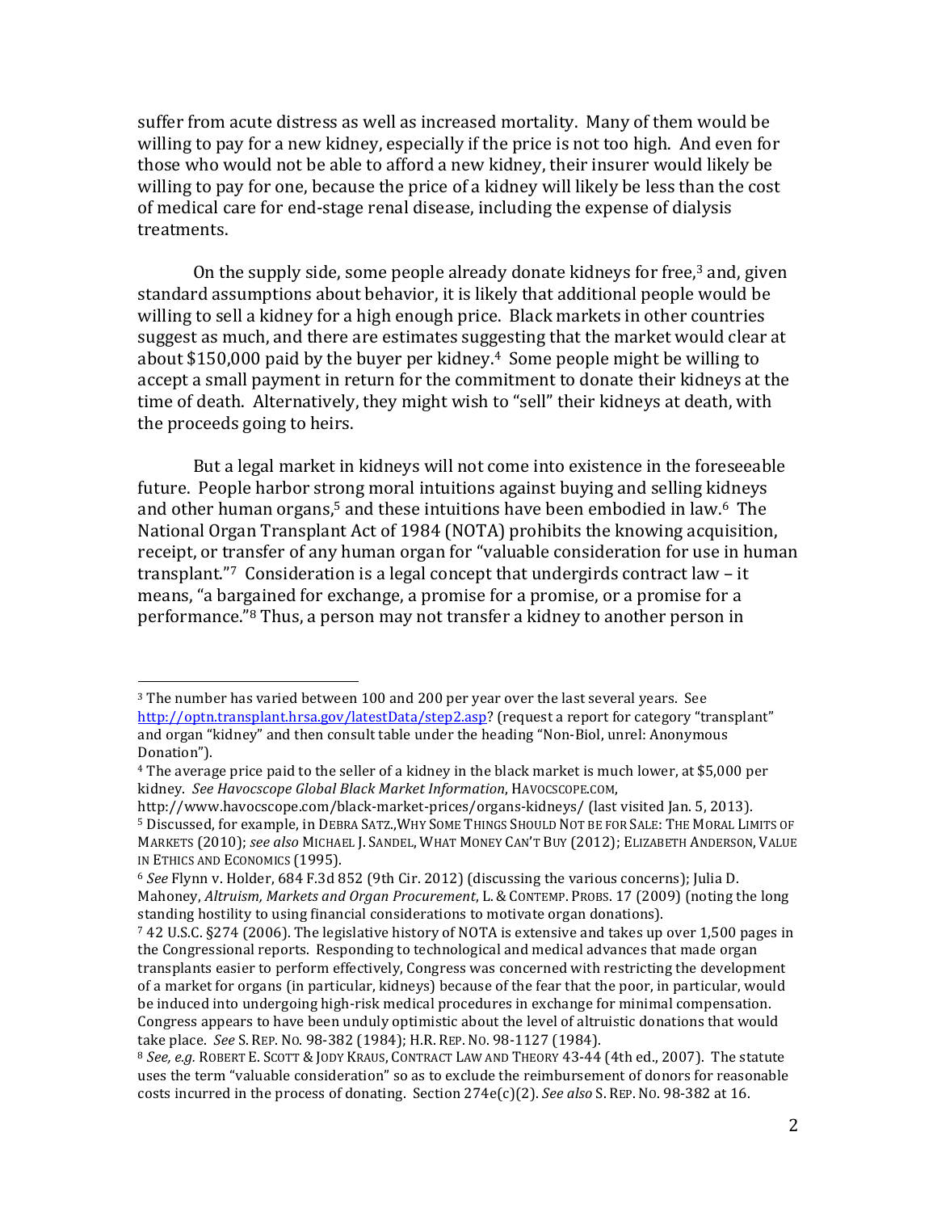suffer from acute distress as well as increased mortality. Many of them would be willing to pay for a new kidney, especially if the price is not too high. And even for those who would not be able to afford a new kidney, their insurer would likely be willing to pay for one, because the price of a kidney will likely be less than the cost of medical care for end-stage renal disease, including the expense of dialysis treatments.

On the supply side, some people already donate kidneys for free,[3] and, given standard assumptions about behavior, it is likely that additional people would be willing to sell a kidney for a high enough price. Black markets in other countries suggest as much, and there are estimates suggesting that the market would clear at about $150,000 paid by the buyer per kidney.[4] Some people might be willing to accept a small payment in return for the commitment to donate their kidneys at the time of death. Alternatively, they might wish to "sell" their kidneys at death, with the proceeds going to heirs.

But a legal market in kidneys will not come into existence in the foreseeable future. People harbor strong moral intuitions against buying and selling kidneys and other human organs,[5] and these intuitions have been embodied in law.[6] The National Organ Transplant Act of 1984 (NOTA) prohibits the knowing acquisition, receipt, or transfer of any human organ for "valuable consideration for use in human transplant."[7] Consideration is a legal concept that undergirds contract law – it means, "a bargained for exchange, a promise for a promise, or a promise for a performance."[8] Thus, a person may not transfer a kidney to another person in

---

[3] The number has varied between 100 and 200 per year over the last several years. See http://optn.transplant.hrsa.gov/latestData/step2.asp? (request a report for category "transplant" and organ "kidney" and then consult table under the heading "Non-Biol, unrel: Anonymous Donation").

[4] The average price paid to the seller of a kidney in the black market is much lower, at $5,000 per kidney. *See Havocscope Global Black Market Information*, HAVOCSCOPE.COM, http://www.havocscope.com/black-market-prices/organs-kidneys/ (last visited Jan. 5, 2013).

[5] Discussed, for example, in DEBRA SATZ.,WHY SOME THINGS SHOULD NOT BE FOR SALE: THE MORAL LIMITS OF MARKETS (2010); *see also* MICHAEL J. SANDEL, WHAT MONEY CAN'T BUY (2012); ELIZABETH ANDERSON, VALUE IN ETHICS AND ECONOMICS (1995).

[6] *See* Flynn v. Holder, 684 F.3d 852 (9th Cir. 2012) (discussing the various concerns); Julia D. Mahoney, *Altruism, Markets and Organ Procurement*, L. & CONTEMP. PROBS. 17 (2009) (noting the long standing hostility to using financial considerations to motivate organ donations).

[7] 42 U.S.C. §274 (2006). The legislative history of NOTA is extensive and takes up over 1,500 pages in the Congressional reports. Responding to technological and medical advances that made organ transplants easier to perform effectively, Congress was concerned with restricting the development of a market for organs (in particular, kidneys) because of the fear that the poor, in particular, would be induced into undergoing high-risk medical procedures in exchange for minimal compensation. Congress appears to have been unduly optimistic about the level of altruistic donations that would take place. *See* S. REP. NO. 98-382 (1984); H.R. REP. NO. 98-1127 (1984).

[8] *See, e.g.* ROBERT E. SCOTT & JODY KRAUS, CONTRACT LAW AND THEORY 43-44 (4th ed., 2007). The statute uses the term "valuable consideration" so as to exclude the reimbursement of donors for reasonable costs incurred in the process of donating. Section 274e(c)(2). *See also* S. REP. NO. 98-382 at 16.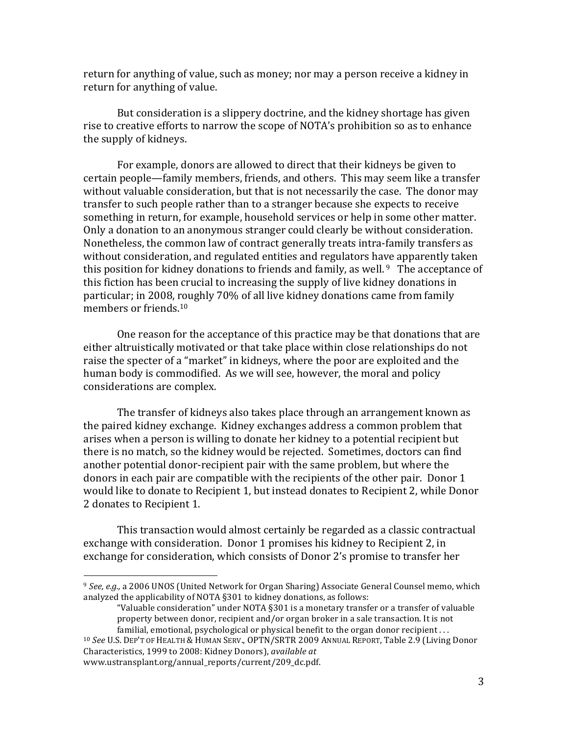return for anything of value, such as money; nor may a person receive a kidney in return for anything of value.

But consideration is a slippery doctrine, and the kidney shortage has given rise to creative efforts to narrow the scope of NOTA's prohibition so as to enhance the supply of kidneys.

For example, donors are allowed to direct that their kidneys be given to certain people—family members, friends, and others. This may seem like a transfer without valuable consideration, but that is not necessarily the case. The donor may transfer to such people rather than to a stranger because she expects to receive something in return, for example, household services or help in some other matter. Only a donation to an anonymous stranger could clearly be without consideration. Nonetheless, the common law of contract generally treats intra-family transfers as without consideration, and regulated entities and regulators have apparently taken this position for kidney donations to friends and family, as well.[9] The acceptance of this fiction has been crucial to increasing the supply of live kidney donations in particular; in 2008, roughly 70% of all live kidney donations came from family members or friends.[10]

One reason for the acceptance of this practice may be that donations that are either altruistically motivated or that take place within close relationships do not raise the specter of a "market" in kidneys, where the poor are exploited and the human body is commodified. As we will see, however, the moral and policy considerations are complex.

The transfer of kidneys also takes place through an arrangement known as the paired kidney exchange. Kidney exchanges address a common problem that arises when a person is willing to donate her kidney to a potential recipient but there is no match, so the kidney would be rejected. Sometimes, doctors can find another potential donor-recipient pair with the same problem, but where the donors in each pair are compatible with the recipients of the other pair. Donor 1 would like to donate to Recipient 1, but instead donates to Recipient 2, while Donor 2 donates to Recipient 1.

This transaction would almost certainly be regarded as a classic contractual exchange with consideration. Donor 1 promises his kidney to Recipient 2, in exchange for consideration, which consists of Donor 2's promise to transfer her

---

[9] *See, e.g.,* a 2006 UNOS (United Network for Organ Sharing) Associate General Counsel memo, which analyzed the applicability of NOTA §301 to kidney donations, as follows:

> "Valuable consideration" under NOTA §301 is a monetary transfer or a transfer of valuable property between donor, recipient and/or organ broker in a sale transaction. It is not familial, emotional, psychological or physical benefit to the organ donor recipient . . .

[10] *See* U.S. DEP'T OF HEALTH & HUMAN SERV., OPTN/SRTR 2009 ANNUAL REPORT, Table 2.9 (Living Donor Characteristics, 1999 to 2008: Kidney Donors), *available at* www.ustransplant.org/annual_reports/current/209_dc.pdf.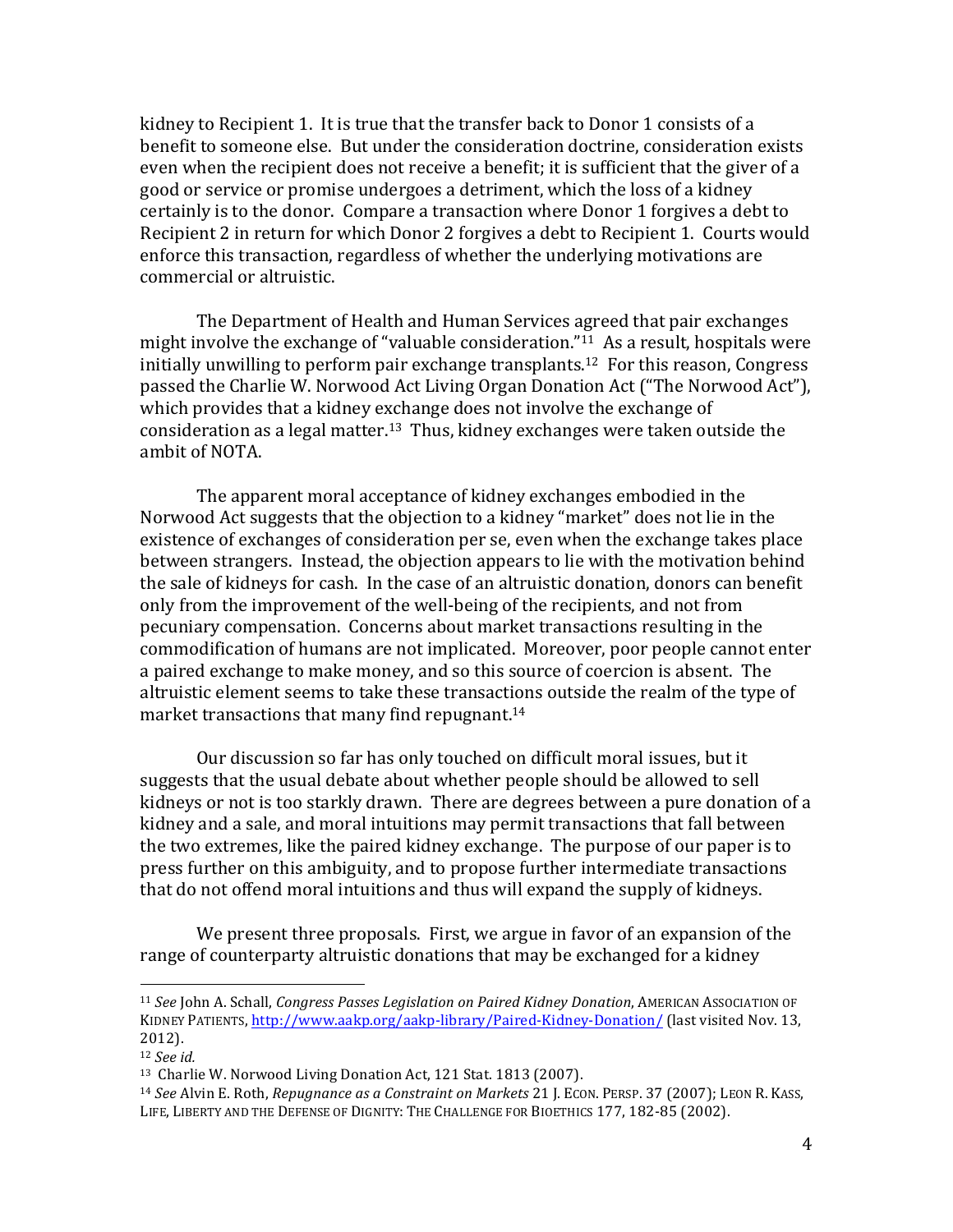kidney to Recipient 1. It is true that the transfer back to Donor 1 consists of a benefit to someone else. But under the consideration doctrine, consideration exists even when the recipient does not receive a benefit; it is sufficient that the giver of a good or service or promise undergoes a detriment, which the loss of a kidney certainly is to the donor. Compare a transaction where Donor 1 forgives a debt to Recipient 2 in return for which Donor 2 forgives a debt to Recipient 1. Courts would enforce this transaction, regardless of whether the underlying motivations are commercial or altruistic.

The Department of Health and Human Services agreed that pair exchanges might involve the exchange of "valuable consideration."[11] As a result, hospitals were initially unwilling to perform pair exchange transplants.[12] For this reason, Congress passed the Charlie W. Norwood Act Living Organ Donation Act ("The Norwood Act"), which provides that a kidney exchange does not involve the exchange of consideration as a legal matter.[13] Thus, kidney exchanges were taken outside the ambit of NOTA.

The apparent moral acceptance of kidney exchanges embodied in the Norwood Act suggests that the objection to a kidney "market" does not lie in the existence of exchanges of consideration per se, even when the exchange takes place between strangers. Instead, the objection appears to lie with the motivation behind the sale of kidneys for cash. In the case of an altruistic donation, donors can benefit only from the improvement of the well-being of the recipients, and not from pecuniary compensation. Concerns about market transactions resulting in the commodification of humans are not implicated. Moreover, poor people cannot enter a paired exchange to make money, and so this source of coercion is absent. The altruistic element seems to take these transactions outside the realm of the type of market transactions that many find repugnant.[14]

Our discussion so far has only touched on difficult moral issues, but it suggests that the usual debate about whether people should be allowed to sell kidneys or not is too starkly drawn. There are degrees between a pure donation of a kidney and a sale, and moral intuitions may permit transactions that fall between the two extremes, like the paired kidney exchange. The purpose of our paper is to press further on this ambiguity, and to propose further intermediate transactions that do not offend moral intuitions and thus will expand the supply of kidneys.

We present three proposals. First, we argue in favor of an expansion of the range of counterparty altruistic donations that may be exchanged for a kidney

---

[11] *See* John A. Schall, *Congress Passes Legislation on Paired Kidney Donation*, AMERICAN ASSOCIATION OF KIDNEY PATIENTS, http://www.aakp.org/aakp-library/Paired-Kidney-Donation/ (last visited Nov. 13, 2012).

[12] *See id.*

[13] Charlie W. Norwood Living Donation Act, 121 Stat. 1813 (2007).

[14] *See* Alvin E. Roth, *Repugnance as a Constraint on Markets* 21 J. ECON. PERSP. 37 (2007); LEON R. KASS, LIFE, LIBERTY AND THE DEFENSE OF DIGNITY: THE CHALLENGE FOR BIOETHICS 177, 182-85 (2002).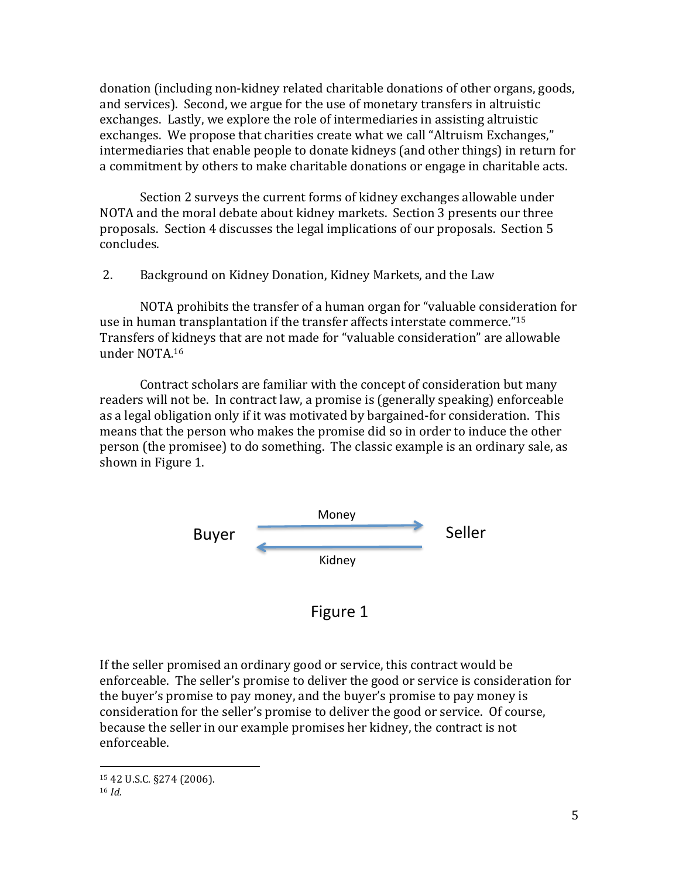donation (including non-kidney related charitable donations of other organs, goods, and services). Second, we argue for the use of monetary transfers in altruistic exchanges. Lastly, we explore the role of intermediaries in assisting altruistic exchanges. We propose that charities create what we call "Altruism Exchanges," intermediaries that enable people to donate kidneys (and other things) in return for a commitment by others to make charitable donations or engage in charitable acts.

Section 2 surveys the current forms of kidney exchanges allowable under NOTA and the moral debate about kidney markets. Section 3 presents our three proposals. Section 4 discusses the legal implications of our proposals. Section 5 concludes.

## 2. Background on Kidney Donation, Kidney Markets, and the Law

NOTA prohibits the transfer of a human organ for "valuable consideration for use in human transplantation if the transfer affects interstate commerce."[15] Transfers of kidneys that are not made for "valuable consideration" are allowable under NOTA.[16]

Contract scholars are familiar with the concept of consideration but many readers will not be. In contract law, a promise is (generally speaking) enforceable as a legal obligation only if it was motivated by bargained-for consideration. This means that the person who makes the promise did so in order to induce the other person (the promisee) to do something. The classic example is an ordinary sale, as shown in Figure 1.

Buyer → Money → Seller

Buyer ← Kidney ← Seller

Figure 1

If the seller promised an ordinary good or service, this contract would be enforceable. The seller's promise to deliver the good or service is consideration for the buyer's promise to pay money, and the buyer's promise to pay money is consideration for the seller's promise to deliver the good or service. Of course, because the seller in our example promises her kidney, the contract is not enforceable.

[15] 42 U.S.C. §274 (2006).

[16] *Id.*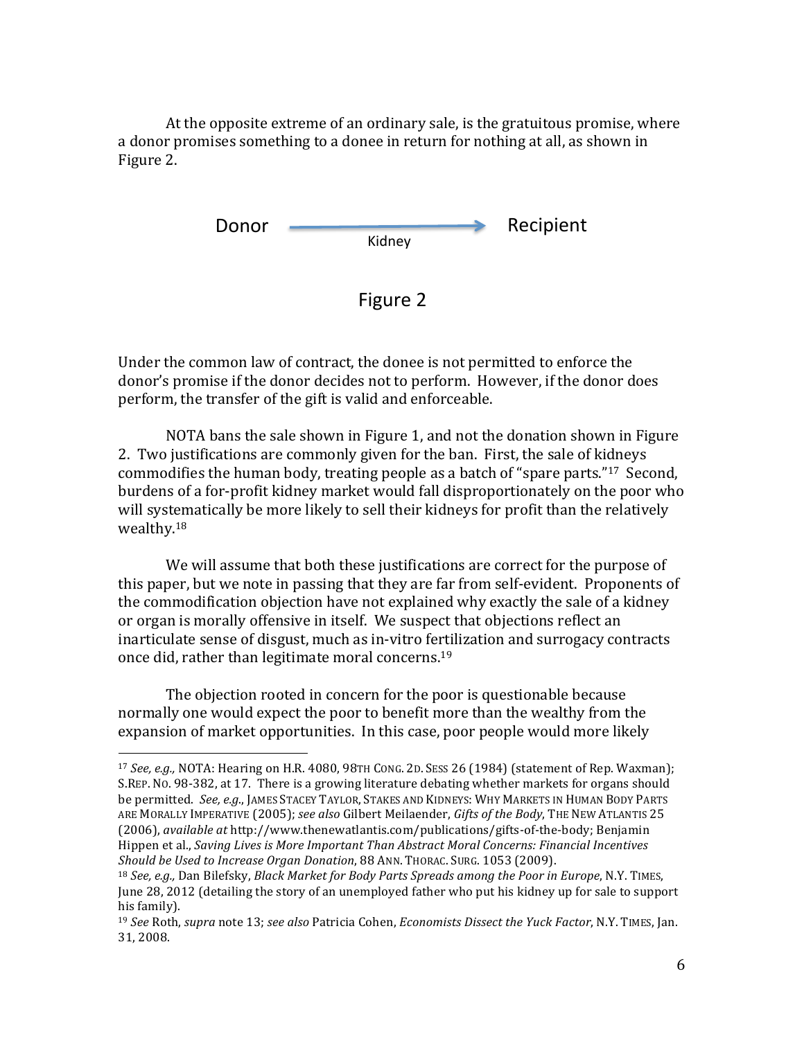At the opposite extreme of an ordinary sale, is the gratuitous promise, where a donor promises something to a donee in return for nothing at all, as shown in Figure 2.

Donor → Recipient
Kidney

Figure 2

Under the common law of contract, the donee is not permitted to enforce the donor's promise if the donor decides not to perform. However, if the donor does perform, the transfer of the gift is valid and enforceable.

NOTA bans the sale shown in Figure 1, and not the donation shown in Figure 2. Two justifications are commonly given for the ban. First, the sale of kidneys commodifies the human body, treating people as a batch of "spare parts."[17] Second, burdens of a for-profit kidney market would fall disproportionately on the poor who will systematically be more likely to sell their kidneys for profit than the relatively wealthy.[18]

We will assume that both these justifications are correct for the purpose of this paper, but we note in passing that they are far from self-evident. Proponents of the commodification objection have not explained why exactly the sale of a kidney or organ is morally offensive in itself. We suspect that objections reflect an inarticulate sense of disgust, much as in-vitro fertilization and surrogacy contracts once did, rather than legitimate moral concerns.[19]

The objection rooted in concern for the poor is questionable because normally one would expect the poor to benefit more than the wealthy from the expansion of market opportunities. In this case, poor people would more likely

---

[17] *See, e.g.,* NOTA: Hearing on H.R. 4080, 98TH CONG. 2D. SESS 26 (1984) (statement of Rep. Waxman); S.REP. NO. 98-382, at 17. There is a growing literature debating whether markets for organs should be permitted. *See, e.g.,* JAMES STACEY TAYLOR, STAKES AND KIDNEYS: WHY MARKETS IN HUMAN BODY PARTS ARE MORALLY IMPERATIVE (2005); *see also* Gilbert Meilaender, *Gifts of the Body*, THE NEW ATLANTIS 25 (2006), *available at* http://www.thenewatlantis.com/publications/gifts-of-the-body; Benjamin Hippen et al., *Saving Lives is More Important Than Abstract Moral Concerns: Financial Incentives Should be Used to Increase Organ Donation*, 88 ANN. THORAC. SURG. 1053 (2009).

[18] *See, e.g.,* Dan Bilefsky, *Black Market for Body Parts Spreads among the Poor in Europe*, N.Y. TIMES, June 28, 2012 (detailing the story of an unemployed father who put his kidney up for sale to support his family).

[19] *See* Roth, *supra* note 13; *see also* Patricia Cohen, *Economists Dissect the Yuck Factor*, N.Y. TIMES, Jan. 31, 2008.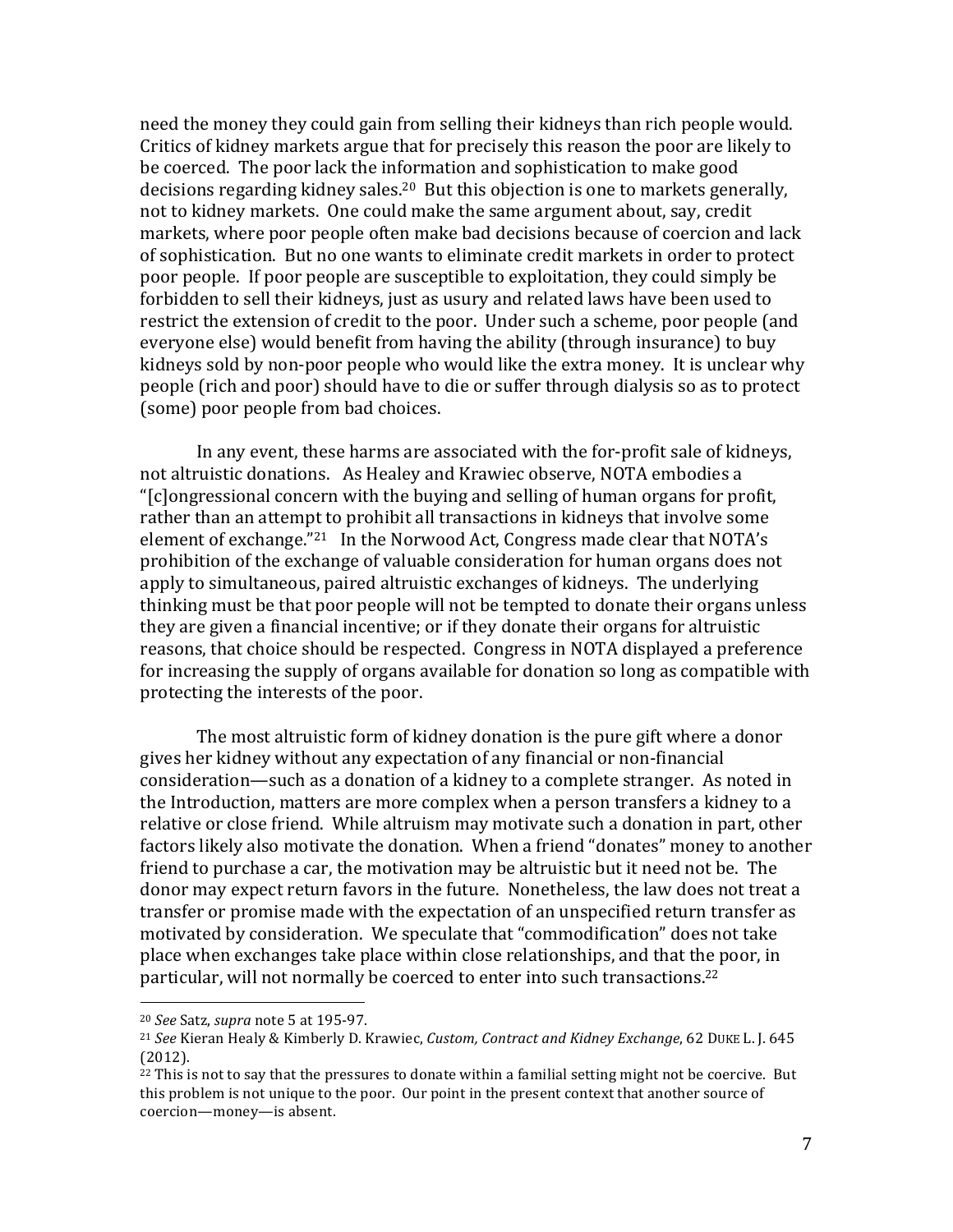need the money they could gain from selling their kidneys than rich people would. Critics of kidney markets argue that for precisely this reason the poor are likely to be coerced. The poor lack the information and sophistication to make good decisions regarding kidney sales.[20] But this objection is one to markets generally, not to kidney markets. One could make the same argument about, say, credit markets, where poor people often make bad decisions because of coercion and lack of sophistication. But no one wants to eliminate credit markets in order to protect poor people. If poor people are susceptible to exploitation, they could simply be forbidden to sell their kidneys, just as usury and related laws have been used to restrict the extension of credit to the poor. Under such a scheme, poor people (and everyone else) would benefit from having the ability (through insurance) to buy kidneys sold by non-poor people who would like the extra money. It is unclear why people (rich and poor) should have to die or suffer through dialysis so as to protect (some) poor people from bad choices.

In any event, these harms are associated with the for-profit sale of kidneys, not altruistic donations. As Healey and Krawiec observe, NOTA embodies a "[c]ongressional concern with the buying and selling of human organs for profit, rather than an attempt to prohibit all transactions in kidneys that involve some element of exchange."[21] In the Norwood Act, Congress made clear that NOTA's prohibition of the exchange of valuable consideration for human organs does not apply to simultaneous, paired altruistic exchanges of kidneys. The underlying thinking must be that poor people will not be tempted to donate their organs unless they are given a financial incentive; or if they donate their organs for altruistic reasons, that choice should be respected. Congress in NOTA displayed a preference for increasing the supply of organs available for donation so long as compatible with protecting the interests of the poor.

The most altruistic form of kidney donation is the pure gift where a donor gives her kidney without any expectation of any financial or non-financial consideration—such as a donation of a kidney to a complete stranger. As noted in the Introduction, matters are more complex when a person transfers a kidney to a relative or close friend. While altruism may motivate such a donation in part, other factors likely also motivate the donation. When a friend "donates" money to another friend to purchase a car, the motivation may be altruistic but it need not be. The donor may expect return favors in the future. Nonetheless, the law does not treat a transfer or promise made with the expectation of an unspecified return transfer as motivated by consideration. We speculate that "commodification" does not take place when exchanges take place within close relationships, and that the poor, in particular, will not normally be coerced to enter into such transactions.[22]

---

[20] *See* Satz, *supra* note 5 at 195-97.

[21] *See* Kieran Healy & Kimberly D. Krawiec, *Custom, Contract and Kidney Exchange*, 62 DUKE L. J. 645 (2012).

[22] This is not to say that the pressures to donate within a familial setting might not be coercive. But this problem is not unique to the poor. Our point in the present context that another source of coercion—money—is absent.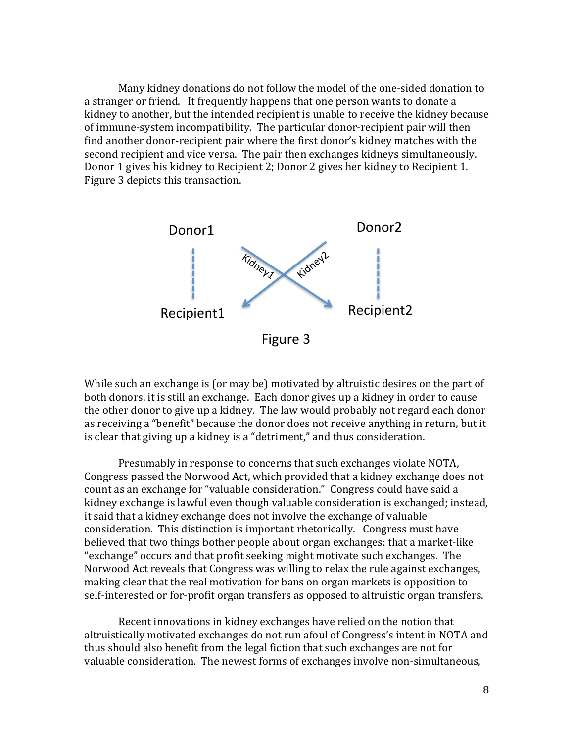Many kidney donations do not follow the model of the one-sided donation to a stranger or friend. It frequently happens that one person wants to donate a kidney to another, but the intended recipient is unable to receive the kidney because of immune-system incompatibility. The particular donor-recipient pair will then find another donor-recipient pair where the first donor's kidney matches with the second recipient and vice versa. The pair then exchanges kidneys simultaneously. Donor 1 gives his kidney to Recipient 2; Donor 2 gives her kidney to Recipient 1. Figure 3 depicts this transaction.

Figure 3

While such an exchange is (or may be) motivated by altruistic desires on the part of both donors, it is still an exchange. Each donor gives up a kidney in order to cause the other donor to give up a kidney. The law would probably not regard each donor as receiving a "benefit" because the donor does not receive anything in return, but it is clear that giving up a kidney is a "detriment," and thus consideration.

Presumably in response to concerns that such exchanges violate NOTA, Congress passed the Norwood Act, which provided that a kidney exchange does not count as an exchange for "valuable consideration." Congress could have said a kidney exchange is lawful even though valuable consideration is exchanged; instead, it said that a kidney exchange does not involve the exchange of valuable consideration. This distinction is important rhetorically. Congress must have believed that two things bother people about organ exchanges: that a market-like "exchange" occurs and that profit seeking might motivate such exchanges. The Norwood Act reveals that Congress was willing to relax the rule against exchanges, making clear that the real motivation for bans on organ markets is opposition to self-interested or for-profit organ transfers as opposed to altruistic organ transfers.

Recent innovations in kidney exchanges have relied on the notion that altruistically motivated exchanges do not run afoul of Congress's intent in NOTA and thus should also benefit from the legal fiction that such exchanges are not for valuable consideration. The newest forms of exchanges involve non-simultaneous,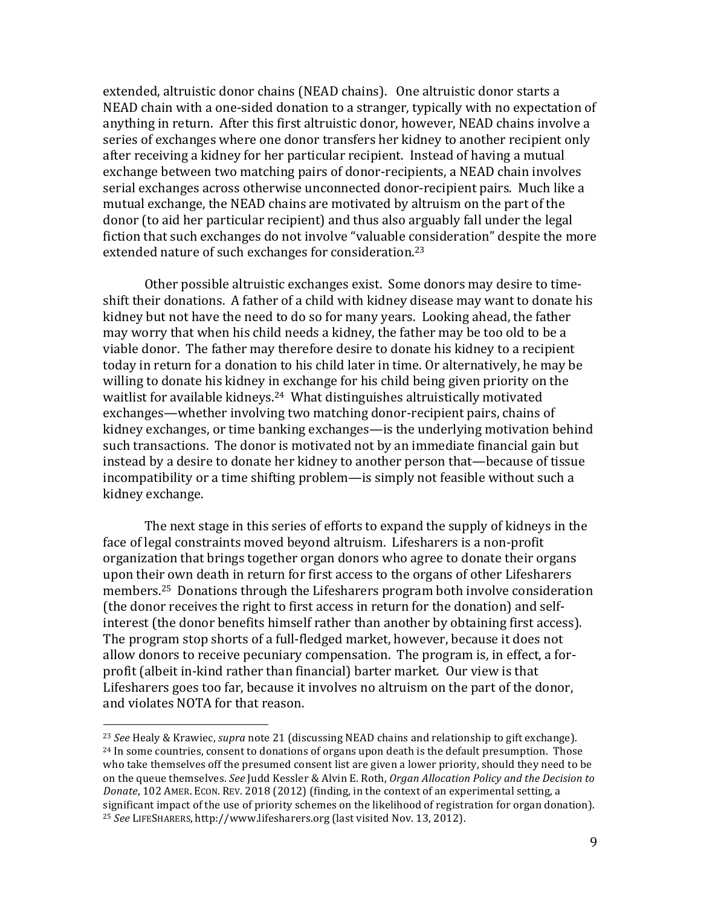extended, altruistic donor chains (NEAD chains). One altruistic donor starts a NEAD chain with a one-sided donation to a stranger, typically with no expectation of anything in return. After this first altruistic donor, however, NEAD chains involve a series of exchanges where one donor transfers her kidney to another recipient only after receiving a kidney for her particular recipient. Instead of having a mutual exchange between two matching pairs of donor-recipients, a NEAD chain involves serial exchanges across otherwise unconnected donor-recipient pairs. Much like a mutual exchange, the NEAD chains are motivated by altruism on the part of the donor (to aid her particular recipient) and thus also arguably fall under the legal fiction that such exchanges do not involve "valuable consideration" despite the more extended nature of such exchanges for consideration.[23]

Other possible altruistic exchanges exist. Some donors may desire to time-shift their donations. A father of a child with kidney disease may want to donate his kidney but not have the need to do so for many years. Looking ahead, the father may worry that when his child needs a kidney, the father may be too old to be a viable donor. The father may therefore desire to donate his kidney to a recipient today in return for a donation to his child later in time. Or alternatively, he may be willing to donate his kidney in exchange for his child being given priority on the waitlist for available kidneys.[24] What distinguishes altruistically motivated exchanges—whether involving two matching donor-recipient pairs, chains of kidney exchanges, or time banking exchanges—is the underlying motivation behind such transactions. The donor is motivated not by an immediate financial gain but instead by a desire to donate her kidney to another person that—because of tissue incompatibility or a time shifting problem—is simply not feasible without such a kidney exchange.

The next stage in this series of efforts to expand the supply of kidneys in the face of legal constraints moved beyond altruism. Lifesharers is a non-profit organization that brings together organ donors who agree to donate their organs upon their own death in return for first access to the organs of other Lifesharers members.[25] Donations through the Lifesharers program both involve consideration (the donor receives the right to first access in return for the donation) and self-interest (the donor benefits himself rather than another by obtaining first access). The program stop shorts of a full-fledged market, however, because it does not allow donors to receive pecuniary compensation. The program is, in effect, a for-profit (albeit in-kind rather than financial) barter market. Our view is that Lifesharers goes too far, because it involves no altruism on the part of the donor, and violates NOTA for that reason.

---

[23] *See* Healy & Krawiec, *supra* note 21 (discussing NEAD chains and relationship to gift exchange).

[24] In some countries, consent to donations of organs upon death is the default presumption. Those who take themselves off the presumed consent list are given a lower priority, should they need to be on the queue themselves. *See* Judd Kessler & Alvin E. Roth, *Organ Allocation Policy and the Decision to Donate*, 102 AMER. ECON. REV. 2018 (2012) (finding, in the context of an experimental setting, a significant impact of the use of priority schemes on the likelihood of registration for organ donation).

[25] *See* LIFESHARERS, http://www.lifesharers.org (last visited Nov. 13, 2012).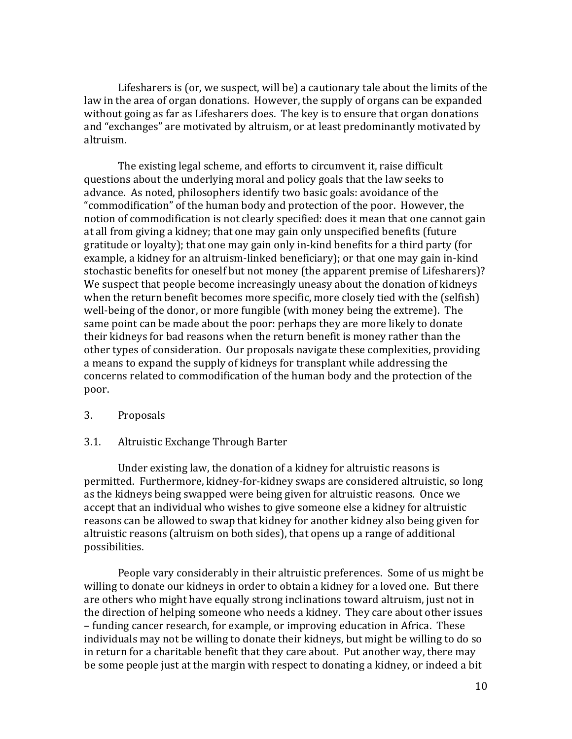Lifesharers is (or, we suspect, will be) a cautionary tale about the limits of the law in the area of organ donations. However, the supply of organs can be expanded without going as far as Lifesharers does. The key is to ensure that organ donations and "exchanges" are motivated by altruism, or at least predominantly motivated by altruism.

The existing legal scheme, and efforts to circumvent it, raise difficult questions about the underlying moral and policy goals that the law seeks to advance. As noted, philosophers identify two basic goals: avoidance of the "commodification" of the human body and protection of the poor. However, the notion of commodification is not clearly specified: does it mean that one cannot gain at all from giving a kidney; that one may gain only unspecified benefits (future gratitude or loyalty); that one may gain only in-kind benefits for a third party (for example, a kidney for an altruism-linked beneficiary); or that one may gain in-kind stochastic benefits for oneself but not money (the apparent premise of Lifesharers)? We suspect that people become increasingly uneasy about the donation of kidneys when the return benefit becomes more specific, more closely tied with the (selfish) well-being of the donor, or more fungible (with money being the extreme). The same point can be made about the poor: perhaps they are more likely to donate their kidneys for bad reasons when the return benefit is money rather than the other types of consideration. Our proposals navigate these complexities, providing a means to expand the supply of kidneys for transplant while addressing the concerns related to commodification of the human body and the protection of the poor.

## 3. Proposals

### 3.1. Altruistic Exchange Through Barter

Under existing law, the donation of a kidney for altruistic reasons is permitted. Furthermore, kidney-for-kidney swaps are considered altruistic, so long as the kidneys being swapped were being given for altruistic reasons. Once we accept that an individual who wishes to give someone else a kidney for altruistic reasons can be allowed to swap that kidney for another kidney also being given for altruistic reasons (altruism on both sides), that opens up a range of additional possibilities.

People vary considerably in their altruistic preferences. Some of us might be willing to donate our kidneys in order to obtain a kidney for a loved one. But there are others who might have equally strong inclinations toward altruism, just not in the direction of helping someone who needs a kidney. They care about other issues – funding cancer research, for example, or improving education in Africa. These individuals may not be willing to donate their kidneys, but might be willing to do so in return for a charitable benefit that they care about. Put another way, there may be some people just at the margin with respect to donating a kidney, or indeed a bit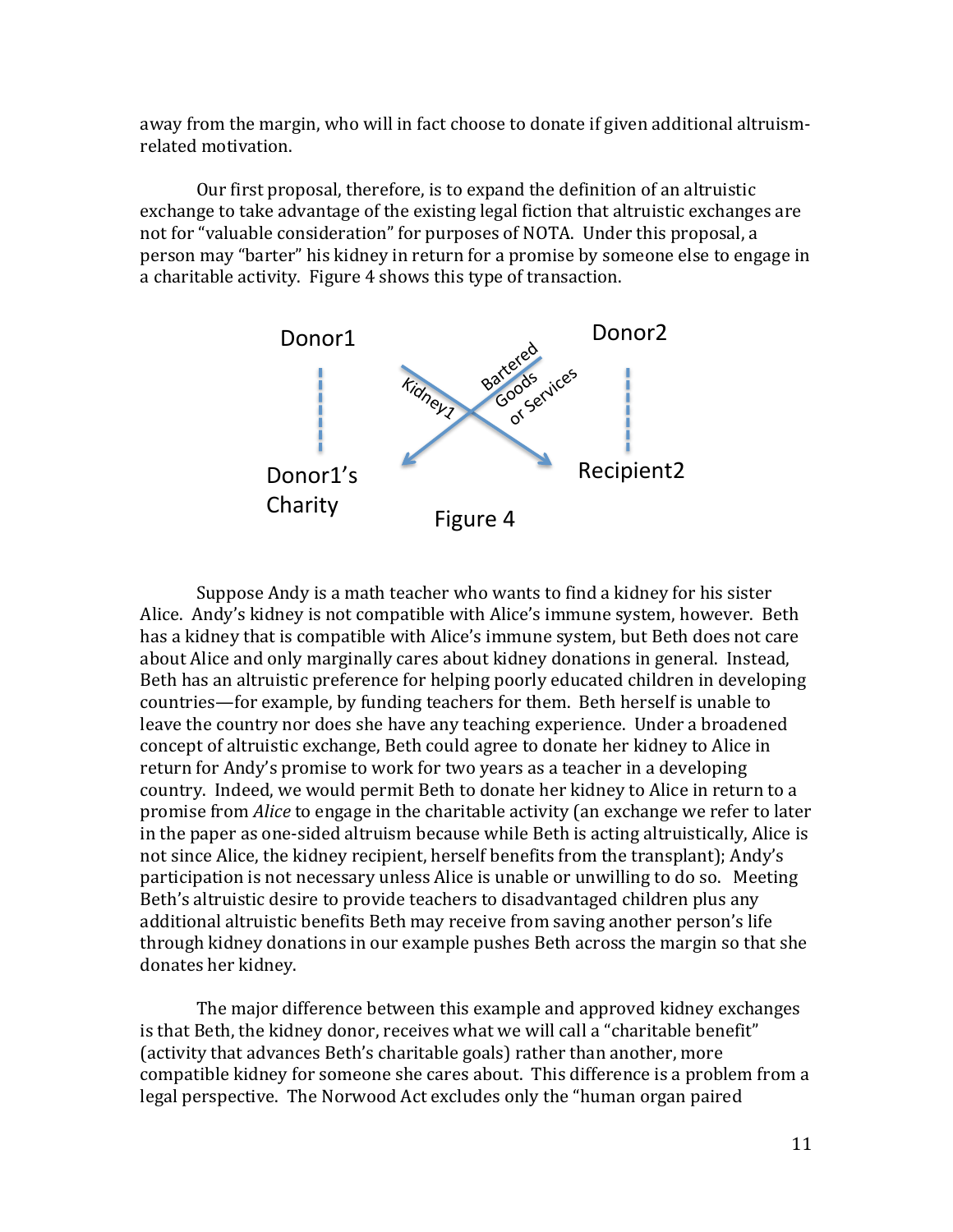away from the margin, who will in fact choose to donate if given additional altruism-related motivation.

Our first proposal, therefore, is to expand the definition of an altruistic exchange to take advantage of the existing legal fiction that altruistic exchanges are not for "valuable consideration" for purposes of NOTA. Under this proposal, a person may "barter" his kidney in return for a promise by someone else to engage in a charitable activity. Figure 4 shows this type of transaction.

Donor1 — Donor2

Kidney1 — Bartered Goods or Services

Donor1's Charity — Recipient2

Figure 4

Suppose Andy is a math teacher who wants to find a kidney for his sister Alice. Andy's kidney is not compatible with Alice's immune system, however. Beth has a kidney that is compatible with Alice's immune system, but Beth does not care about Alice and only marginally cares about kidney donations in general. Instead, Beth has an altruistic preference for helping poorly educated children in developing countries—for example, by funding teachers for them. Beth herself is unable to leave the country nor does she have any teaching experience. Under a broadened concept of altruistic exchange, Beth could agree to donate her kidney to Alice in return for Andy's promise to work for two years as a teacher in a developing country. Indeed, we would permit Beth to donate her kidney to Alice in return to a promise from *Alice* to engage in the charitable activity (an exchange we refer to later in the paper as one-sided altruism because while Beth is acting altruistically, Alice is not since Alice, the kidney recipient, herself benefits from the transplant); Andy's participation is not necessary unless Alice is unable or unwilling to do so. Meeting Beth's altruistic desire to provide teachers to disadvantaged children plus any additional altruistic benefits Beth may receive from saving another person's life through kidney donations in our example pushes Beth across the margin so that she donates her kidney.

The major difference between this example and approved kidney exchanges is that Beth, the kidney donor, receives what we will call a "charitable benefit" (activity that advances Beth's charitable goals) rather than another, more compatible kidney for someone she cares about. This difference is a problem from a legal perspective. The Norwood Act excludes only the "human organ paired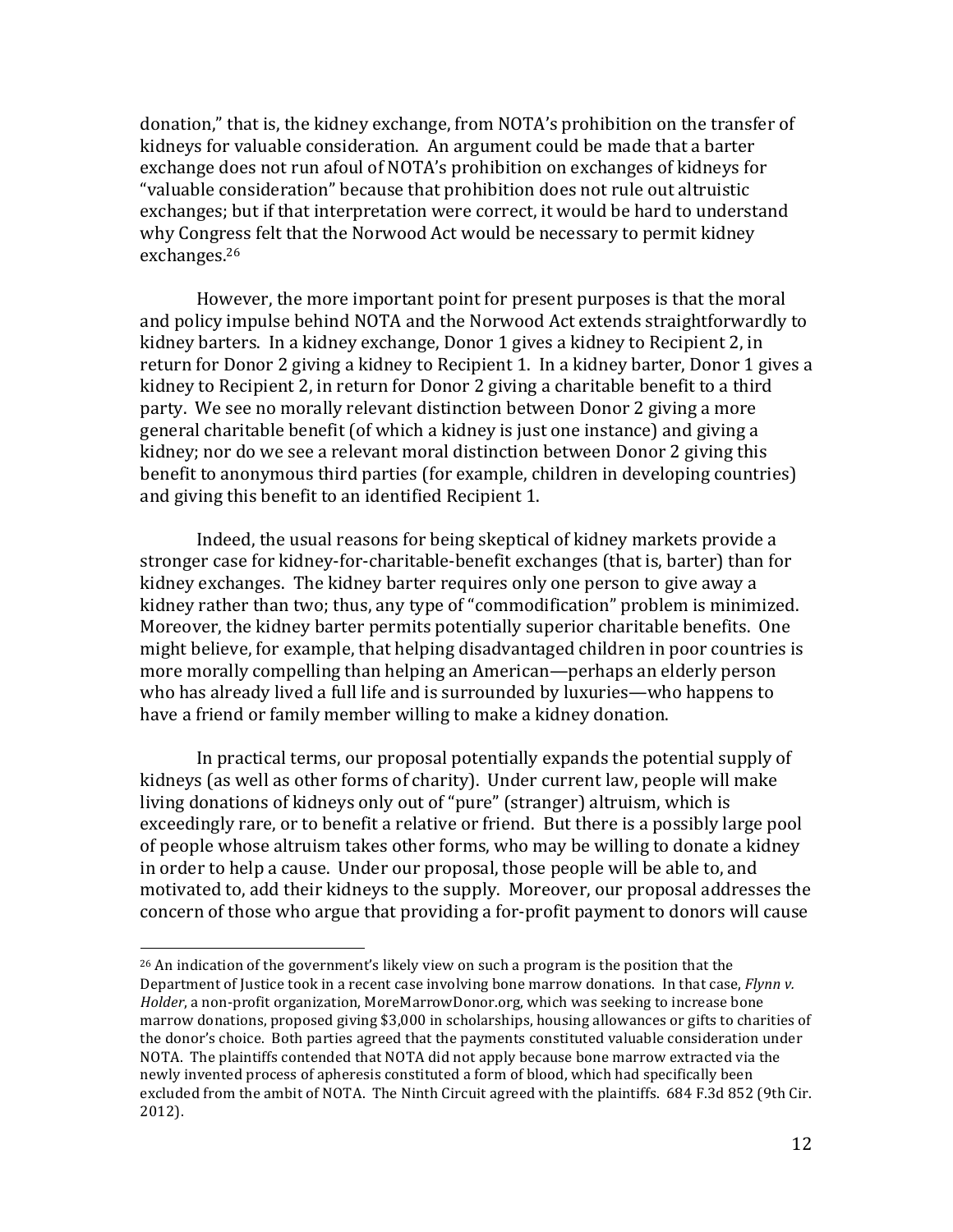donation," that is, the kidney exchange, from NOTA's prohibition on the transfer of kidneys for valuable consideration. An argument could be made that a barter exchange does not run afoul of NOTA's prohibition on exchanges of kidneys for "valuable consideration" because that prohibition does not rule out altruistic exchanges; but if that interpretation were correct, it would be hard to understand why Congress felt that the Norwood Act would be necessary to permit kidney exchanges.[26]

However, the more important point for present purposes is that the moral and policy impulse behind NOTA and the Norwood Act extends straightforwardly to kidney barters. In a kidney exchange, Donor 1 gives a kidney to Recipient 2, in return for Donor 2 giving a kidney to Recipient 1. In a kidney barter, Donor 1 gives a kidney to Recipient 2, in return for Donor 2 giving a charitable benefit to a third party. We see no morally relevant distinction between Donor 2 giving a more general charitable benefit (of which a kidney is just one instance) and giving a kidney; nor do we see a relevant moral distinction between Donor 2 giving this benefit to anonymous third parties (for example, children in developing countries) and giving this benefit to an identified Recipient 1.

Indeed, the usual reasons for being skeptical of kidney markets provide a stronger case for kidney-for-charitable-benefit exchanges (that is, barter) than for kidney exchanges. The kidney barter requires only one person to give away a kidney rather than two; thus, any type of "commodification" problem is minimized. Moreover, the kidney barter permits potentially superior charitable benefits. One might believe, for example, that helping disadvantaged children in poor countries is more morally compelling than helping an American—perhaps an elderly person who has already lived a full life and is surrounded by luxuries—who happens to have a friend or family member willing to make a kidney donation.

In practical terms, our proposal potentially expands the potential supply of kidneys (as well as other forms of charity). Under current law, people will make living donations of kidneys only out of "pure" (stranger) altruism, which is exceedingly rare, or to benefit a relative or friend. But there is a possibly large pool of people whose altruism takes other forms, who may be willing to donate a kidney in order to help a cause. Under our proposal, those people will be able to, and motivated to, add their kidneys to the supply. Moreover, our proposal addresses the concern of those who argue that providing a for-profit payment to donors will cause

---

[26] An indication of the government's likely view on such a program is the position that the Department of Justice took in a recent case involving bone marrow donations. In that case, *Flynn v. Holder*, a non-profit organization, MoreMarrowDonor.org, which was seeking to increase bone marrow donations, proposed giving $3,000 in scholarships, housing allowances or gifts to charities of the donor's choice. Both parties agreed that the payments constituted valuable consideration under NOTA. The plaintiffs contended that NOTA did not apply because bone marrow extracted via the newly invented process of apheresis constituted a form of blood, which had specifically been excluded from the ambit of NOTA. The Ninth Circuit agreed with the plaintiffs. 684 F.3d 852 (9th Cir. 2012).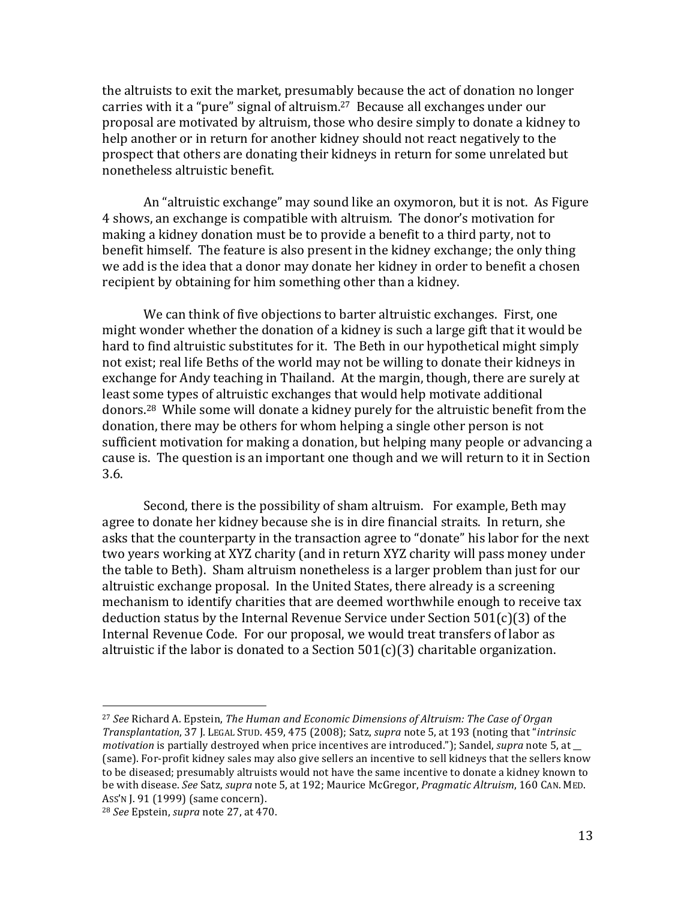the altruists to exit the market, presumably because the act of donation no longer carries with it a "pure" signal of altruism.[27] Because all exchanges under our proposal are motivated by altruism, those who desire simply to donate a kidney to help another or in return for another kidney should not react negatively to the prospect that others are donating their kidneys in return for some unrelated but nonetheless altruistic benefit.

An "altruistic exchange" may sound like an oxymoron, but it is not. As Figure 4 shows, an exchange is compatible with altruism. The donor's motivation for making a kidney donation must be to provide a benefit to a third party, not to benefit himself. The feature is also present in the kidney exchange; the only thing we add is the idea that a donor may donate her kidney in order to benefit a chosen recipient by obtaining for him something other than a kidney.

We can think of five objections to barter altruistic exchanges. First, one might wonder whether the donation of a kidney is such a large gift that it would be hard to find altruistic substitutes for it. The Beth in our hypothetical might simply not exist; real life Beths of the world may not be willing to donate their kidneys in exchange for Andy teaching in Thailand. At the margin, though, there are surely at least some types of altruistic exchanges that would help motivate additional donors.[28] While some will donate a kidney purely for the altruistic benefit from the donation, there may be others for whom helping a single other person is not sufficient motivation for making a donation, but helping many people or advancing a cause is. The question is an important one though and we will return to it in Section 3.6.

Second, there is the possibility of sham altruism. For example, Beth may agree to donate her kidney because she is in dire financial straits. In return, she asks that the counterparty in the transaction agree to "donate" his labor for the next two years working at XYZ charity (and in return XYZ charity will pass money under the table to Beth). Sham altruism nonetheless is a larger problem than just for our altruistic exchange proposal. In the United States, there already is a screening mechanism to identify charities that are deemed worthwhile enough to receive tax deduction status by the Internal Revenue Service under Section 501(c)(3) of the Internal Revenue Code. For our proposal, we would treat transfers of labor as altruistic if the labor is donated to a Section 501(c)(3) charitable organization.

---

[27] *See* Richard A. Epstein, *The Human and Economic Dimensions of Altruism: The Case of Organ Transplantation*, 37 J. LEGAL STUD. 459, 475 (2008); Satz, *supra* note 5, at 193 (noting that "*intrinsic motivation* is partially destroyed when price incentives are introduced."); Sandel, *supra* note 5, at __ (same). For-profit kidney sales may also give sellers an incentive to sell kidneys that the sellers know to be diseased; presumably altruists would not have the same incentive to donate a kidney known to be with disease. *See* Satz, *supra* note 5, at 192; Maurice McGregor, *Pragmatic Altruism*, 160 CAN. MED. ASS'N J. 91 (1999) (same concern).

[28] *See* Epstein, *supra* note 27, at 470.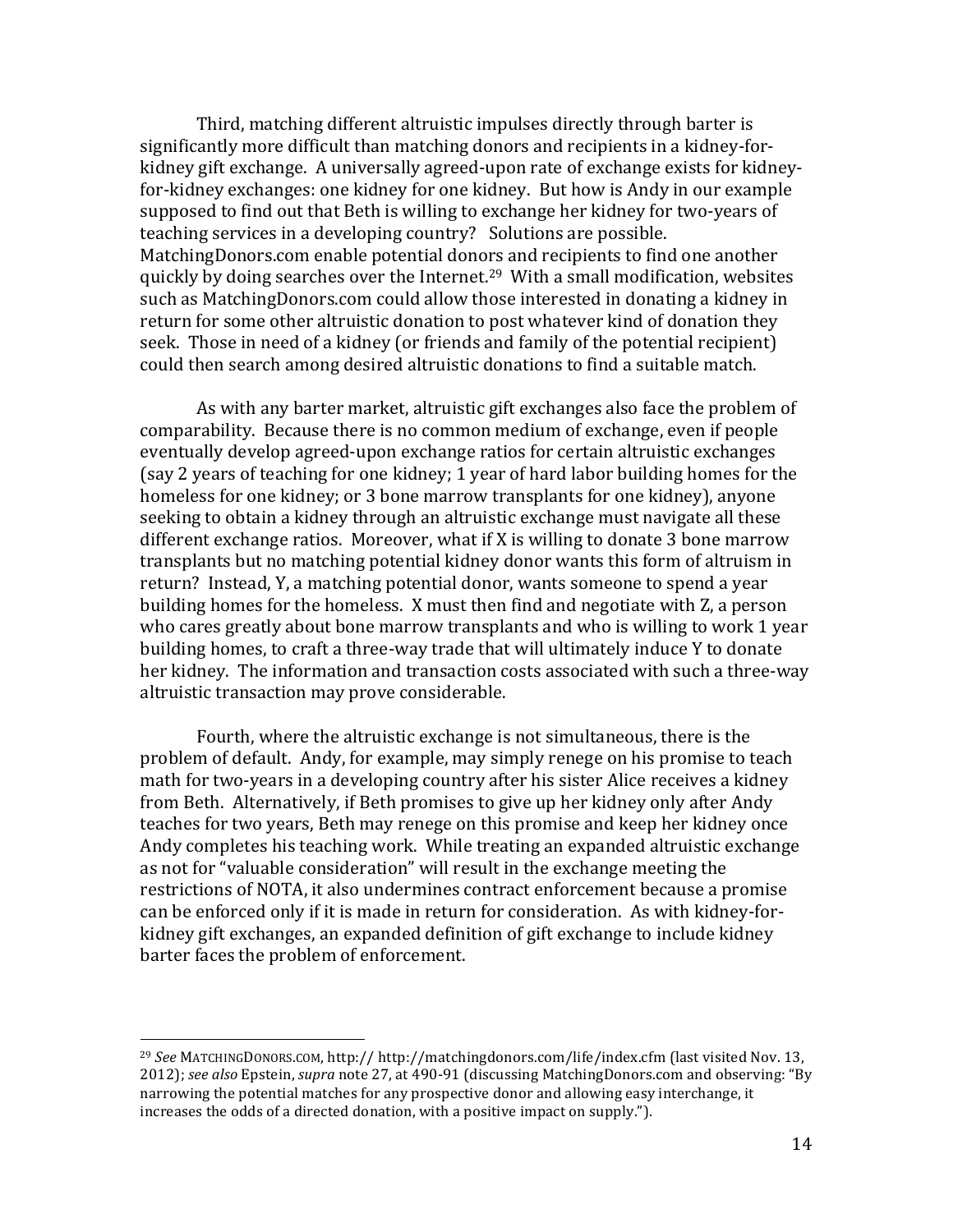Third, matching different altruistic impulses directly through barter is significantly more difficult than matching donors and recipients in a kidney-for-kidney gift exchange. A universally agreed-upon rate of exchange exists for kidney-for-kidney exchanges: one kidney for one kidney. But how is Andy in our example supposed to find out that Beth is willing to exchange her kidney for two-years of teaching services in a developing country? Solutions are possible. MatchingDonors.com enable potential donors and recipients to find one another quickly by doing searches over the Internet.[29] With a small modification, websites such as MatchingDonors.com could allow those interested in donating a kidney in return for some other altruistic donation to post whatever kind of donation they seek. Those in need of a kidney (or friends and family of the potential recipient) could then search among desired altruistic donations to find a suitable match.

As with any barter market, altruistic gift exchanges also face the problem of comparability. Because there is no common medium of exchange, even if people eventually develop agreed-upon exchange ratios for certain altruistic exchanges (say 2 years of teaching for one kidney; 1 year of hard labor building homes for the homeless for one kidney; or 3 bone marrow transplants for one kidney), anyone seeking to obtain a kidney through an altruistic exchange must navigate all these different exchange ratios. Moreover, what if X is willing to donate 3 bone marrow transplants but no matching potential kidney donor wants this form of altruism in return? Instead, Y, a matching potential donor, wants someone to spend a year building homes for the homeless. X must then find and negotiate with Z, a person who cares greatly about bone marrow transplants and who is willing to work 1 year building homes, to craft a three-way trade that will ultimately induce Y to donate her kidney. The information and transaction costs associated with such a three-way altruistic transaction may prove considerable.

Fourth, where the altruistic exchange is not simultaneous, there is the problem of default. Andy, for example, may simply renege on his promise to teach math for two-years in a developing country after his sister Alice receives a kidney from Beth. Alternatively, if Beth promises to give up her kidney only after Andy teaches for two years, Beth may renege on this promise and keep her kidney once Andy completes his teaching work. While treating an expanded altruistic exchange as not for "valuable consideration" will result in the exchange meeting the restrictions of NOTA, it also undermines contract enforcement because a promise can be enforced only if it is made in return for consideration. As with kidney-for-kidney gift exchanges, an expanded definition of gift exchange to include kidney barter faces the problem of enforcement.

---

[29] *See* MATCHINGDONORS.COM, http:// http://matchingdonors.com/life/index.cfm (last visited Nov. 13, 2012); *see also* Epstein, *supra* note 27, at 490-91 (discussing MatchingDonors.com and observing: "By narrowing the potential matches for any prospective donor and allowing easy interchange, it increases the odds of a directed donation, with a positive impact on supply.").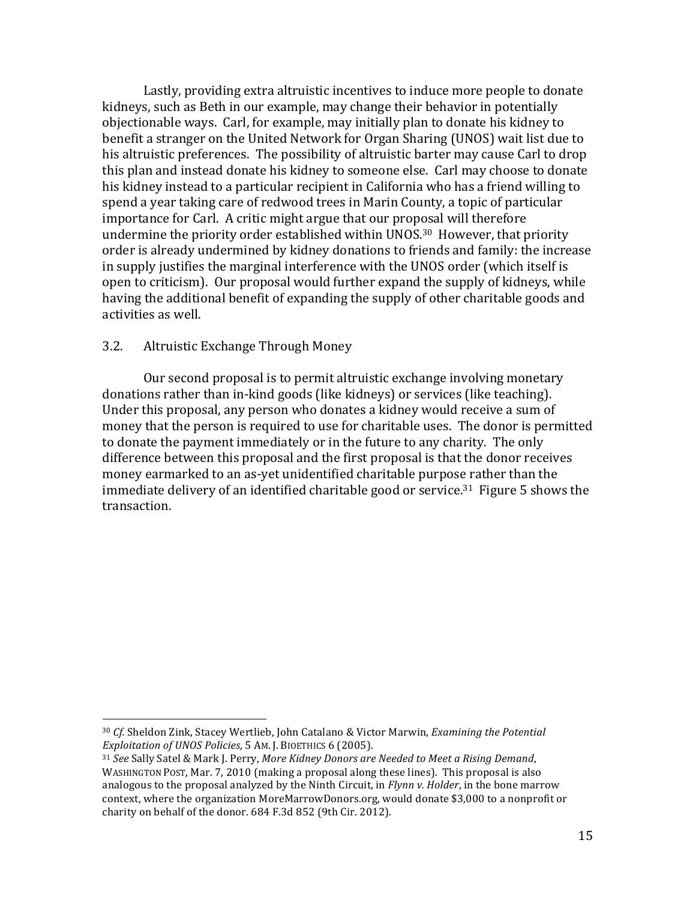Lastly, providing extra altruistic incentives to induce more people to donate kidneys, such as Beth in our example, may change their behavior in potentially objectionable ways. Carl, for example, may initially plan to donate his kidney to benefit a stranger on the United Network for Organ Sharing (UNOS) wait list due to his altruistic preferences. The possibility of altruistic barter may cause Carl to drop this plan and instead donate his kidney to someone else. Carl may choose to donate his kidney instead to a particular recipient in California who has a friend willing to spend a year taking care of redwood trees in Marin County, a topic of particular importance for Carl. A critic might argue that our proposal will therefore undermine the priority order established within UNOS.[30] However, that priority order is already undermined by kidney donations to friends and family: the increase in supply justifies the marginal interference with the UNOS order (which itself is open to criticism). Our proposal would further expand the supply of kidneys, while having the additional benefit of expanding the supply of other charitable goods and activities as well.

## 3.2. Altruistic Exchange Through Money

Our second proposal is to permit altruistic exchange involving monetary donations rather than in-kind goods (like kidneys) or services (like teaching). Under this proposal, any person who donates a kidney would receive a sum of money that the person is required to use for charitable uses. The donor is permitted to donate the payment immediately or in the future to any charity. The only difference between this proposal and the first proposal is that the donor receives money earmarked to an as-yet unidentified charitable purpose rather than the immediate delivery of an identified charitable good or service.[31] Figure 5 shows the transaction.

---

[30] *Cf.* Sheldon Zink, Stacey Wertlieb, John Catalano & Victor Marwin, *Examining the Potential Exploitation of UNOS Policies*, 5 AM. J. BIOETHICS 6 (2005).

[31] *See* Sally Satel & Mark J. Perry, *More Kidney Donors are Needed to Meet a Rising Demand*, WASHINGTON POST, Mar. 7, 2010 (making a proposal along these lines). This proposal is also analogous to the proposal analyzed by the Ninth Circuit, in *Flynn v. Holder*, in the bone marrow context, where the organization MoreMarrowDonors.org, would donate $3,000 to a nonprofit or charity on behalf of the donor. 684 F.3d 852 (9th Cir. 2012).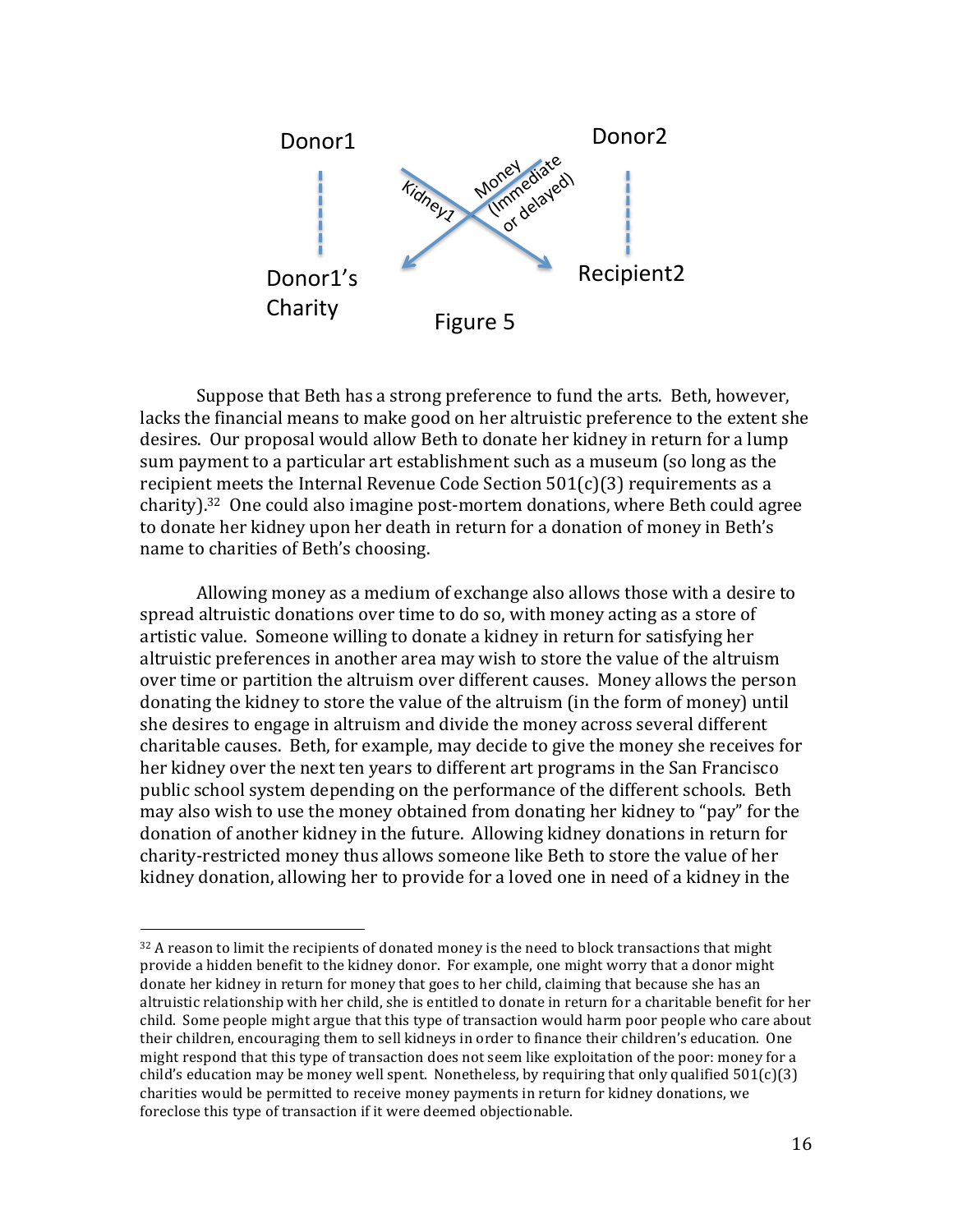Donor1 Donor2

Kidney1 Money (Immediate or delayed)

Donor1's Charity Recipient2

Figure 5

Suppose that Beth has a strong preference to fund the arts. Beth, however, lacks the financial means to make good on her altruistic preference to the extent she desires. Our proposal would allow Beth to donate her kidney in return for a lump sum payment to a particular art establishment such as a museum (so long as the recipient meets the Internal Revenue Code Section 501(c)(3) requirements as a charity).[32] One could also imagine post-mortem donations, where Beth could agree to donate her kidney upon her death in return for a donation of money in Beth's name to charities of Beth's choosing.

Allowing money as a medium of exchange also allows those with a desire to spread altruistic donations over time to do so, with money acting as a store of artistic value. Someone willing to donate a kidney in return for satisfying her altruistic preferences in another area may wish to store the value of the altruism over time or partition the altruism over different causes. Money allows the person donating the kidney to store the value of the altruism (in the form of money) until she desires to engage in altruism and divide the money across several different charitable causes. Beth, for example, may decide to give the money she receives for her kidney over the next ten years to different art programs in the San Francisco public school system depending on the performance of the different schools. Beth may also wish to use the money obtained from donating her kidney to "pay" for the donation of another kidney in the future. Allowing kidney donations in return for charity-restricted money thus allows someone like Beth to store the value of her kidney donation, allowing her to provide for a loved one in need of a kidney in the

[32] A reason to limit the recipients of donated money is the need to block transactions that might provide a hidden benefit to the kidney donor. For example, one might worry that a donor might donate her kidney in return for money that goes to her child, claiming that because she has an altruistic relationship with her child, she is entitled to donate in return for a charitable benefit for her child. Some people might argue that this type of transaction would harm poor people who care about their children, encouraging them to sell kidneys in order to finance their children's education. One might respond that this type of transaction does not seem like exploitation of the poor: money for a child's education may be money well spent. Nonetheless, by requiring that only qualified 501(c)(3) charities would be permitted to receive money payments in return for kidney donations, we foreclose this type of transaction if it were deemed objectionable.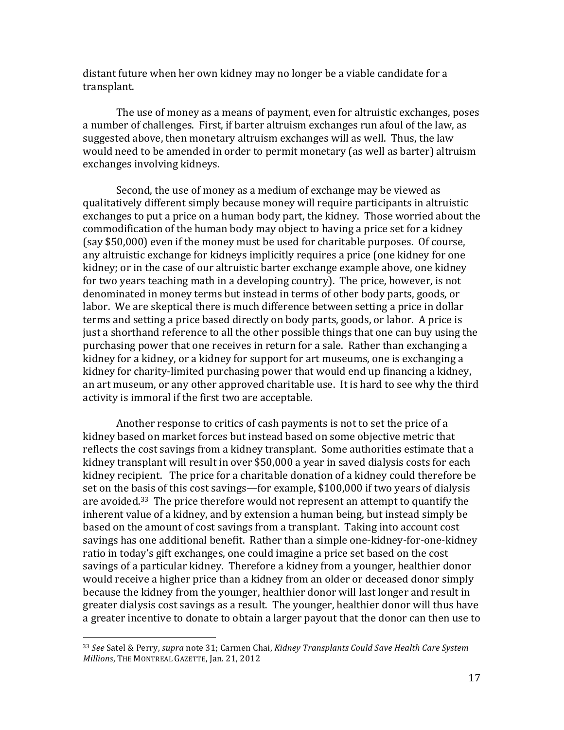distant future when her own kidney may no longer be a viable candidate for a transplant.

The use of money as a means of payment, even for altruistic exchanges, poses a number of challenges. First, if barter altruism exchanges run afoul of the law, as suggested above, then monetary altruism exchanges will as well. Thus, the law would need to be amended in order to permit monetary (as well as barter) altruism exchanges involving kidneys.

Second, the use of money as a medium of exchange may be viewed as qualitatively different simply because money will require participants in altruistic exchanges to put a price on a human body part, the kidney. Those worried about the commodification of the human body may object to having a price set for a kidney (say $50,000) even if the money must be used for charitable purposes. Of course, any altruistic exchange for kidneys implicitly requires a price (one kidney for one kidney; or in the case of our altruistic barter exchange example above, one kidney for two years teaching math in a developing country). The price, however, is not denominated in money terms but instead in terms of other body parts, goods, or labor. We are skeptical there is much difference between setting a price in dollar terms and setting a price based directly on body parts, goods, or labor. A price is just a shorthand reference to all the other possible things that one can buy using the purchasing power that one receives in return for a sale. Rather than exchanging a kidney for a kidney, or a kidney for support for art museums, one is exchanging a kidney for charity-limited purchasing power that would end up financing a kidney, an art museum, or any other approved charitable use. It is hard to see why the third activity is immoral if the first two are acceptable.

Another response to critics of cash payments is not to set the price of a kidney based on market forces but instead based on some objective metric that reflects the cost savings from a kidney transplant. Some authorities estimate that a kidney transplant will result in over $50,000 a year in saved dialysis costs for each kidney recipient. The price for a charitable donation of a kidney could therefore be set on the basis of this cost savings—for example, $100,000 if two years of dialysis are avoided.[33] The price therefore would not represent an attempt to quantify the inherent value of a kidney, and by extension a human being, but instead simply be based on the amount of cost savings from a transplant. Taking into account cost savings has one additional benefit. Rather than a simple one-kidney-for-one-kidney ratio in today's gift exchanges, one could imagine a price set based on the cost savings of a particular kidney. Therefore a kidney from a younger, healthier donor would receive a higher price than a kidney from an older or deceased donor simply because the kidney from the younger, healthier donor will last longer and result in greater dialysis cost savings as a result. The younger, healthier donor will thus have a greater incentive to donate to obtain a larger payout that the donor can then use to

---

[33] *See* Satel & Perry, *supra* note 31; Carmen Chai, *Kidney Transplants Could Save Health Care System Millions*, THE MONTREAL GAZETTE, Jan. 21, 2012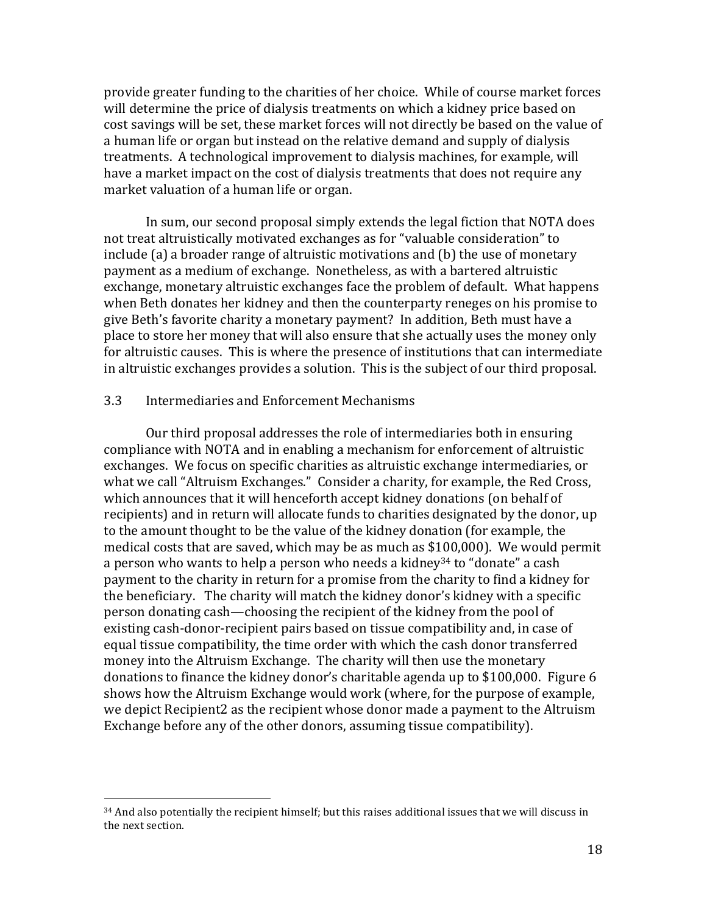provide greater funding to the charities of her choice. While of course market forces will determine the price of dialysis treatments on which a kidney price based on cost savings will be set, these market forces will not directly be based on the value of a human life or organ but instead on the relative demand and supply of dialysis treatments. A technological improvement to dialysis machines, for example, will have a market impact on the cost of dialysis treatments that does not require any market valuation of a human life or organ.

In sum, our second proposal simply extends the legal fiction that NOTA does not treat altruistically motivated exchanges as for "valuable consideration" to include (a) a broader range of altruistic motivations and (b) the use of monetary payment as a medium of exchange. Nonetheless, as with a bartered altruistic exchange, monetary altruistic exchanges face the problem of default. What happens when Beth donates her kidney and then the counterparty reneges on his promise to give Beth's favorite charity a monetary payment? In addition, Beth must have a place to store her money that will also ensure that she actually uses the money only for altruistic causes. This is where the presence of institutions that can intermediate in altruistic exchanges provides a solution. This is the subject of our third proposal.

## 3.3 Intermediaries and Enforcement Mechanisms

Our third proposal addresses the role of intermediaries both in ensuring compliance with NOTA and in enabling a mechanism for enforcement of altruistic exchanges. We focus on specific charities as altruistic exchange intermediaries, or what we call "Altruism Exchanges." Consider a charity, for example, the Red Cross, which announces that it will henceforth accept kidney donations (on behalf of recipients) and in return will allocate funds to charities designated by the donor, up to the amount thought to be the value of the kidney donation (for example, the medical costs that are saved, which may be as much as $100,000). We would permit a person who wants to help a person who needs a kidney[34] to "donate" a cash payment to the charity in return for a promise from the charity to find a kidney for the beneficiary. The charity will match the kidney donor's kidney with a specific person donating cash—choosing the recipient of the kidney from the pool of existing cash-donor-recipient pairs based on tissue compatibility and, in case of equal tissue compatibility, the time order with which the cash donor transferred money into the Altruism Exchange. The charity will then use the monetary donations to finance the kidney donor's charitable agenda up to $100,000. Figure 6 shows how the Altruism Exchange would work (where, for the purpose of example, we depict Recipient2 as the recipient whose donor made a payment to the Altruism Exchange before any of the other donors, assuming tissue compatibility).

[34] And also potentially the recipient himself; but this raises additional issues that we will discuss in the next section.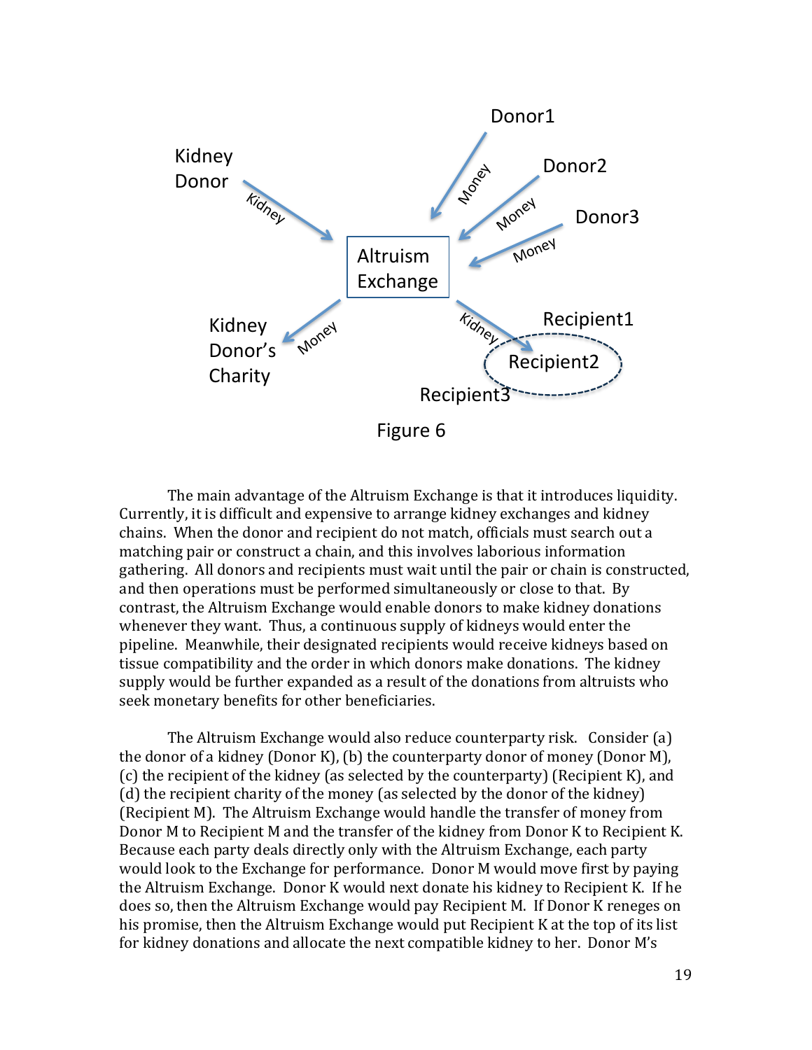Figure 6

The main advantage of the Altruism Exchange is that it introduces liquidity. Currently, it is difficult and expensive to arrange kidney exchanges and kidney chains. When the donor and recipient do not match, officials must search out a matching pair or construct a chain, and this involves laborious information gathering. All donors and recipients must wait until the pair or chain is constructed, and then operations must be performed simultaneously or close to that. By contrast, the Altruism Exchange would enable donors to make kidney donations whenever they want. Thus, a continuous supply of kidneys would enter the pipeline. Meanwhile, their designated recipients would receive kidneys based on tissue compatibility and the order in which donors make donations. The kidney supply would be further expanded as a result of the donations from altruists who seek monetary benefits for other beneficiaries.

The Altruism Exchange would also reduce counterparty risk. Consider (a) the donor of a kidney (Donor K), (b) the counterparty donor of money (Donor M), (c) the recipient of the kidney (as selected by the counterparty) (Recipient K), and (d) the recipient charity of the money (as selected by the donor of the kidney) (Recipient M). The Altruism Exchange would handle the transfer of money from Donor M to Recipient M and the transfer of the kidney from Donor K to Recipient K. Because each party deals directly only with the Altruism Exchange, each party would look to the Exchange for performance. Donor M would move first by paying the Altruism Exchange. Donor K would next donate his kidney to Recipient K. If he does so, then the Altruism Exchange would pay Recipient M. If Donor K reneges on his promise, then the Altruism Exchange would put Recipient K at the top of its list for kidney donations and allocate the next compatible kidney to her. Donor M's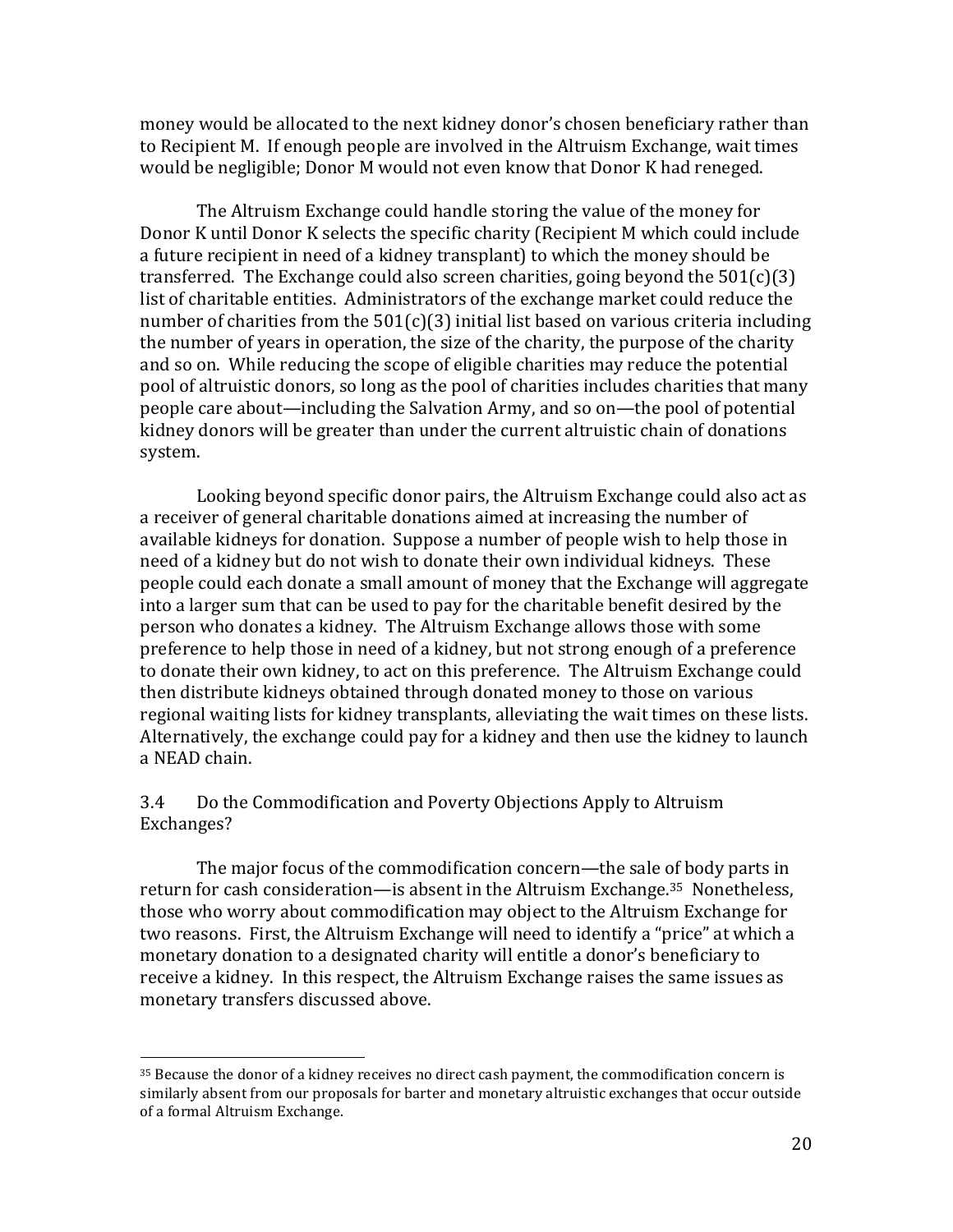money would be allocated to the next kidney donor's chosen beneficiary rather than to Recipient M. If enough people are involved in the Altruism Exchange, wait times would be negligible; Donor M would not even know that Donor K had reneged.

The Altruism Exchange could handle storing the value of the money for Donor K until Donor K selects the specific charity (Recipient M which could include a future recipient in need of a kidney transplant) to which the money should be transferred. The Exchange could also screen charities, going beyond the 501(c)(3) list of charitable entities. Administrators of the exchange market could reduce the number of charities from the 501(c)(3) initial list based on various criteria including the number of years in operation, the size of the charity, the purpose of the charity and so on. While reducing the scope of eligible charities may reduce the potential pool of altruistic donors, so long as the pool of charities includes charities that many people care about—including the Salvation Army, and so on—the pool of potential kidney donors will be greater than under the current altruistic chain of donations system.

Looking beyond specific donor pairs, the Altruism Exchange could also act as a receiver of general charitable donations aimed at increasing the number of available kidneys for donation. Suppose a number of people wish to help those in need of a kidney but do not wish to donate their own individual kidneys. These people could each donate a small amount of money that the Exchange will aggregate into a larger sum that can be used to pay for the charitable benefit desired by the person who donates a kidney. The Altruism Exchange allows those with some preference to help those in need of a kidney, but not strong enough of a preference to donate their own kidney, to act on this preference. The Altruism Exchange could then distribute kidneys obtained through donated money to those on various regional waiting lists for kidney transplants, alleviating the wait times on these lists. Alternatively, the exchange could pay for a kidney and then use the kidney to launch a NEAD chain.

### 3.4 Do the Commodification and Poverty Objections Apply to Altruism Exchanges?

The major focus of the commodification concern—the sale of body parts in return for cash consideration—is absent in the Altruism Exchange.[35] Nonetheless, those who worry about commodification may object to the Altruism Exchange for two reasons. First, the Altruism Exchange will need to identify a "price" at which a monetary donation to a designated charity will entitle a donor's beneficiary to receive a kidney. In this respect, the Altruism Exchange raises the same issues as monetary transfers discussed above.

---

[35] Because the donor of a kidney receives no direct cash payment, the commodification concern is similarly absent from our proposals for barter and monetary altruistic exchanges that occur outside of a formal Altruism Exchange.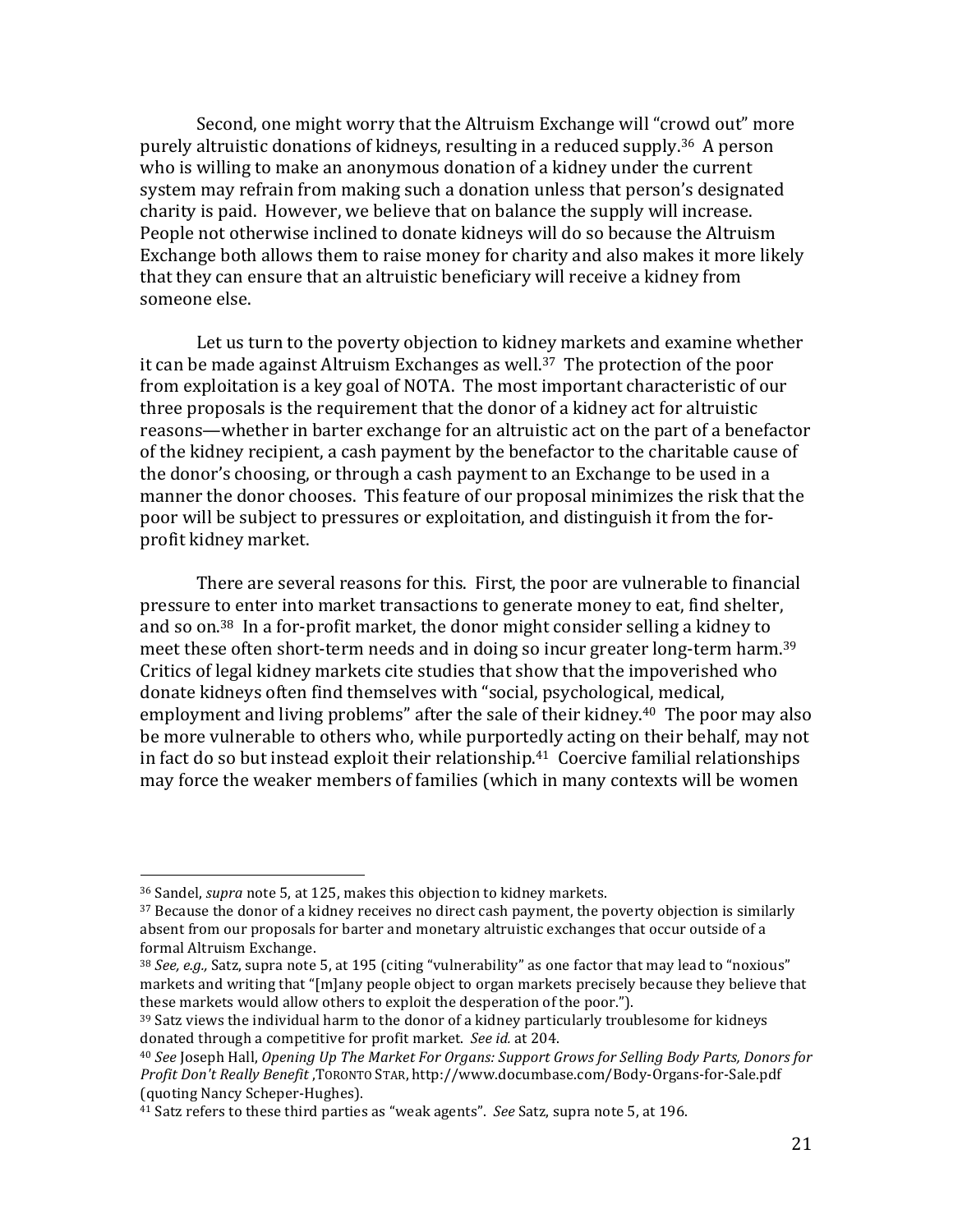Second, one might worry that the Altruism Exchange will "crowd out" more purely altruistic donations of kidneys, resulting in a reduced supply.[36] A person who is willing to make an anonymous donation of a kidney under the current system may refrain from making such a donation unless that person's designated charity is paid. However, we believe that on balance the supply will increase. People not otherwise inclined to donate kidneys will do so because the Altruism Exchange both allows them to raise money for charity and also makes it more likely that they can ensure that an altruistic beneficiary will receive a kidney from someone else.

Let us turn to the poverty objection to kidney markets and examine whether it can be made against Altruism Exchanges as well.[37] The protection of the poor from exploitation is a key goal of NOTA. The most important characteristic of our three proposals is the requirement that the donor of a kidney act for altruistic reasons—whether in barter exchange for an altruistic act on the part of a benefactor of the kidney recipient, a cash payment by the benefactor to the charitable cause of the donor's choosing, or through a cash payment to an Exchange to be used in a manner the donor chooses. This feature of our proposal minimizes the risk that the poor will be subject to pressures or exploitation, and distinguish it from the for-profit kidney market.

There are several reasons for this. First, the poor are vulnerable to financial pressure to enter into market transactions to generate money to eat, find shelter, and so on.[38] In a for-profit market, the donor might consider selling a kidney to meet these often short-term needs and in doing so incur greater long-term harm.[39] Critics of legal kidney markets cite studies that show that the impoverished who donate kidneys often find themselves with "social, psychological, medical, employment and living problems" after the sale of their kidney.[40] The poor may also be more vulnerable to others who, while purportedly acting on their behalf, may not in fact do so but instead exploit their relationship.[41] Coercive familial relationships may force the weaker members of families (which in many contexts will be women

---

[36] Sandel, *supra* note 5, at 125, makes this objection to kidney markets.

[37] Because the donor of a kidney receives no direct cash payment, the poverty objection is similarly absent from our proposals for barter and monetary altruistic exchanges that occur outside of a formal Altruism Exchange.

[38] *See, e.g.,* Satz, supra note 5, at 195 (citing "vulnerability" as one factor that may lead to "noxious" markets and writing that "[m]any people object to organ markets precisely because they believe that these markets would allow others to exploit the desperation of the poor.").

[39] Satz views the individual harm to the donor of a kidney particularly troublesome for kidneys donated through a competitive for profit market. *See id.* at 204.

[40] *See* Joseph Hall, *Opening Up The Market For Organs: Support Grows for Selling Body Parts, Donors for Profit Don't Really Benefit* ,TORONTO STAR, http://www.documbase.com/Body-Organs-for-Sale.pdf (quoting Nancy Scheper-Hughes).

[41] Satz refers to these third parties as "weak agents". *See* Satz, supra note 5, at 196.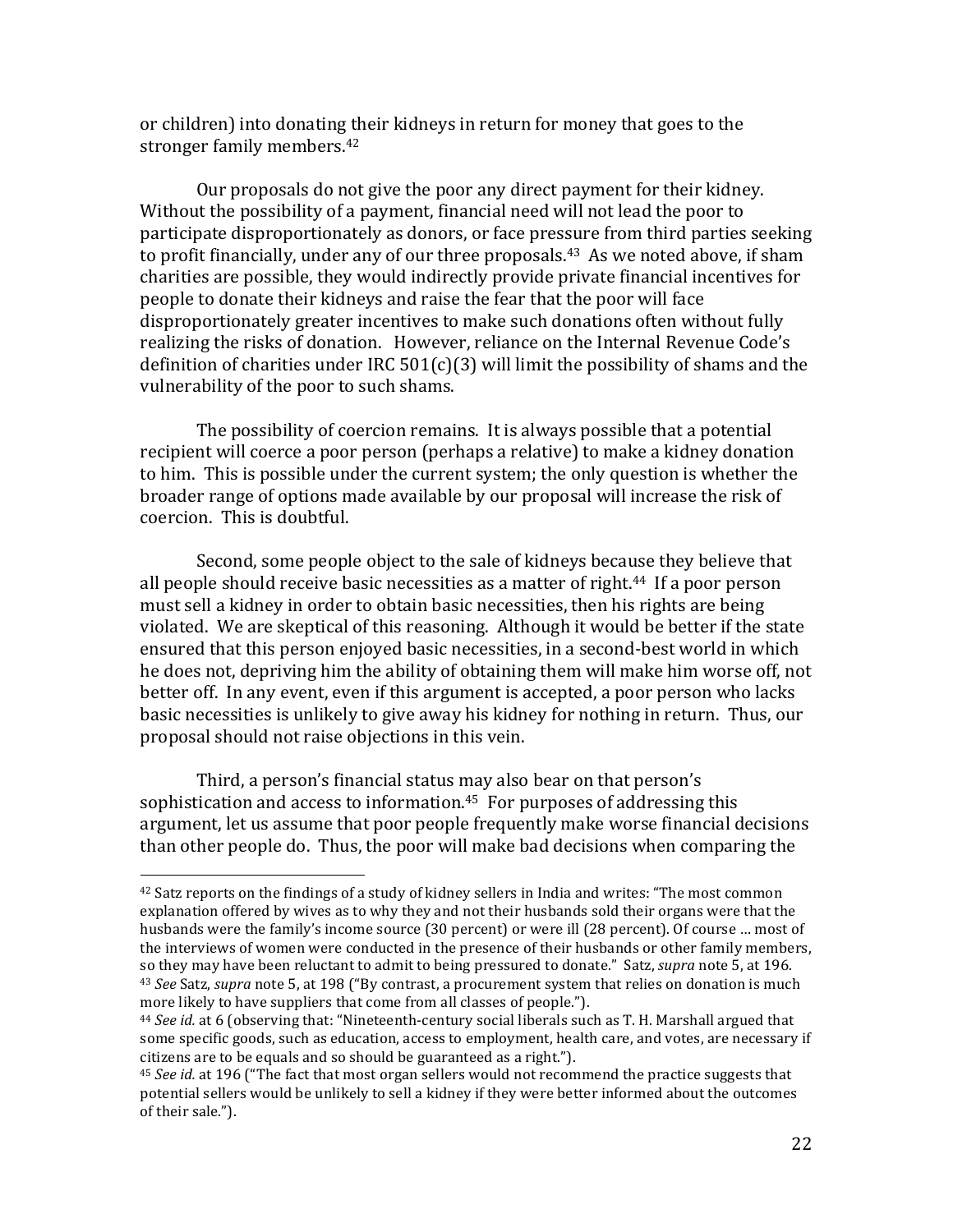or children) into donating their kidneys in return for money that goes to the stronger family members.[42]

Our proposals do not give the poor any direct payment for their kidney. Without the possibility of a payment, financial need will not lead the poor to participate disproportionately as donors, or face pressure from third parties seeking to profit financially, under any of our three proposals.[43] As we noted above, if sham charities are possible, they would indirectly provide private financial incentives for people to donate their kidneys and raise the fear that the poor will face disproportionately greater incentives to make such donations often without fully realizing the risks of donation. However, reliance on the Internal Revenue Code's definition of charities under IRC 501(c)(3) will limit the possibility of shams and the vulnerability of the poor to such shams.

The possibility of coercion remains. It is always possible that a potential recipient will coerce a poor person (perhaps a relative) to make a kidney donation to him. This is possible under the current system; the only question is whether the broader range of options made available by our proposal will increase the risk of coercion. This is doubtful.

Second, some people object to the sale of kidneys because they believe that all people should receive basic necessities as a matter of right.[44] If a poor person must sell a kidney in order to obtain basic necessities, then his rights are being violated. We are skeptical of this reasoning. Although it would be better if the state ensured that this person enjoyed basic necessities, in a second-best world in which he does not, depriving him the ability of obtaining them will make him worse off, not better off. In any event, even if this argument is accepted, a poor person who lacks basic necessities is unlikely to give away his kidney for nothing in return. Thus, our proposal should not raise objections in this vein.

Third, a person's financial status may also bear on that person's sophistication and access to information.[45] For purposes of addressing this argument, let us assume that poor people frequently make worse financial decisions than other people do. Thus, the poor will make bad decisions when comparing the

---

[42] Satz reports on the findings of a study of kidney sellers in India and writes: "The most common explanation offered by wives as to why they and not their husbands sold their organs were that the husbands were the family's income source (30 percent) or were ill (28 percent). Of course … most of the interviews of women were conducted in the presence of their husbands or other family members, so they may have been reluctant to admit to being pressured to donate." Satz, *supra* note 5, at 196.

[43] *See* Satz, *supra* note 5, at 198 ("By contrast, a procurement system that relies on donation is much more likely to have suppliers that come from all classes of people.").

[44] *See id.* at 6 (observing that: "Nineteenth-century social liberals such as T. H. Marshall argued that some specific goods, such as education, access to employment, health care, and votes, are necessary if citizens are to be equals and so should be guaranteed as a right.").

[45] *See id.* at 196 ("The fact that most organ sellers would not recommend the practice suggests that potential sellers would be unlikely to sell a kidney if they were better informed about the outcomes of their sale.").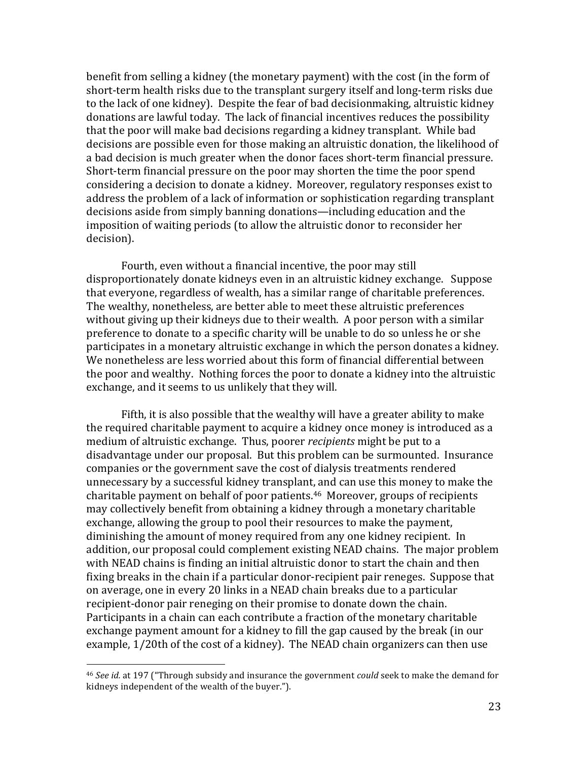benefit from selling a kidney (the monetary payment) with the cost (in the form of short-term health risks due to the transplant surgery itself and long-term risks due to the lack of one kidney). Despite the fear of bad decisionmaking, altruistic kidney donations are lawful today. The lack of financial incentives reduces the possibility that the poor will make bad decisions regarding a kidney transplant. While bad decisions are possible even for those making an altruistic donation, the likelihood of a bad decision is much greater when the donor faces short-term financial pressure. Short-term financial pressure on the poor may shorten the time the poor spend considering a decision to donate a kidney. Moreover, regulatory responses exist to address the problem of a lack of information or sophistication regarding transplant decisions aside from simply banning donations—including education and the imposition of waiting periods (to allow the altruistic donor to reconsider her decision).

Fourth, even without a financial incentive, the poor may still disproportionately donate kidneys even in an altruistic kidney exchange. Suppose that everyone, regardless of wealth, has a similar range of charitable preferences. The wealthy, nonetheless, are better able to meet these altruistic preferences without giving up their kidneys due to their wealth. A poor person with a similar preference to donate to a specific charity will be unable to do so unless he or she participates in a monetary altruistic exchange in which the person donates a kidney. We nonetheless are less worried about this form of financial differential between the poor and wealthy. Nothing forces the poor to donate a kidney into the altruistic exchange, and it seems to us unlikely that they will.

Fifth, it is also possible that the wealthy will have a greater ability to make the required charitable payment to acquire a kidney once money is introduced as a medium of altruistic exchange. Thus, poorer *recipients* might be put to a disadvantage under our proposal. But this problem can be surmounted. Insurance companies or the government save the cost of dialysis treatments rendered unnecessary by a successful kidney transplant, and can use this money to make the charitable payment on behalf of poor patients.[46] Moreover, groups of recipients may collectively benefit from obtaining a kidney through a monetary charitable exchange, allowing the group to pool their resources to make the payment, diminishing the amount of money required from any one kidney recipient. In addition, our proposal could complement existing NEAD chains. The major problem with NEAD chains is finding an initial altruistic donor to start the chain and then fixing breaks in the chain if a particular donor-recipient pair reneges. Suppose that on average, one in every 20 links in a NEAD chain breaks due to a particular recipient-donor pair reneging on their promise to donate down the chain. Participants in a chain can each contribute a fraction of the monetary charitable exchange payment amount for a kidney to fill the gap caused by the break (in our example, 1/20th of the cost of a kidney). The NEAD chain organizers can then use

[46] *See id.* at 197 ("Through subsidy and insurance the government *could* seek to make the demand for kidneys independent of the wealth of the buyer.").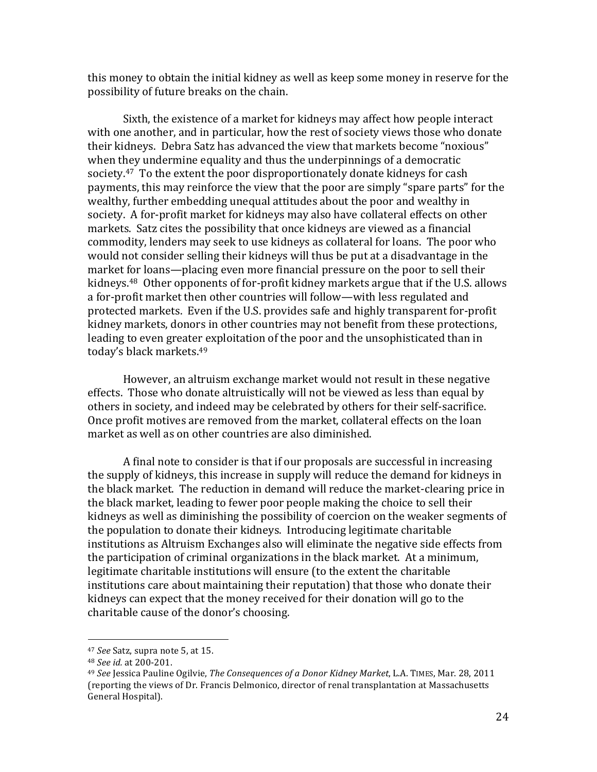this money to obtain the initial kidney as well as keep some money in reserve for the possibility of future breaks on the chain.

Sixth, the existence of a market for kidneys may affect how people interact with one another, and in particular, how the rest of society views those who donate their kidneys. Debra Satz has advanced the view that markets become "noxious" when they undermine equality and thus the underpinnings of a democratic society.[47] To the extent the poor disproportionately donate kidneys for cash payments, this may reinforce the view that the poor are simply "spare parts" for the wealthy, further embedding unequal attitudes about the poor and wealthy in society. A for-profit market for kidneys may also have collateral effects on other markets. Satz cites the possibility that once kidneys are viewed as a financial commodity, lenders may seek to use kidneys as collateral for loans. The poor who would not consider selling their kidneys will thus be put at a disadvantage in the market for loans—placing even more financial pressure on the poor to sell their kidneys.[48] Other opponents of for-profit kidney markets argue that if the U.S. allows a for-profit market then other countries will follow—with less regulated and protected markets. Even if the U.S. provides safe and highly transparent for-profit kidney markets, donors in other countries may not benefit from these protections, leading to even greater exploitation of the poor and the unsophisticated than in today's black markets.[49]

However, an altruism exchange market would not result in these negative effects. Those who donate altruistically will not be viewed as less than equal by others in society, and indeed may be celebrated by others for their self-sacrifice. Once profit motives are removed from the market, collateral effects on the loan market as well as on other countries are also diminished.

A final note to consider is that if our proposals are successful in increasing the supply of kidneys, this increase in supply will reduce the demand for kidneys in the black market. The reduction in demand will reduce the market-clearing price in the black market, leading to fewer poor people making the choice to sell their kidneys as well as diminishing the possibility of coercion on the weaker segments of the population to donate their kidneys. Introducing legitimate charitable institutions as Altruism Exchanges also will eliminate the negative side effects from the participation of criminal organizations in the black market. At a minimum, legitimate charitable institutions will ensure (to the extent the charitable institutions care about maintaining their reputation) that those who donate their kidneys can expect that the money received for their donation will go to the charitable cause of the donor's choosing.

---

[47] *See* Satz, supra note 5, at 15.

[48] *See id.* at 200-201.

[49] *See* Jessica Pauline Ogilvie, *The Consequences of a Donor Kidney Market*, L.A. TIMES, Mar. 28, 2011 (reporting the views of Dr. Francis Delmonico, director of renal transplantation at Massachusetts General Hospital).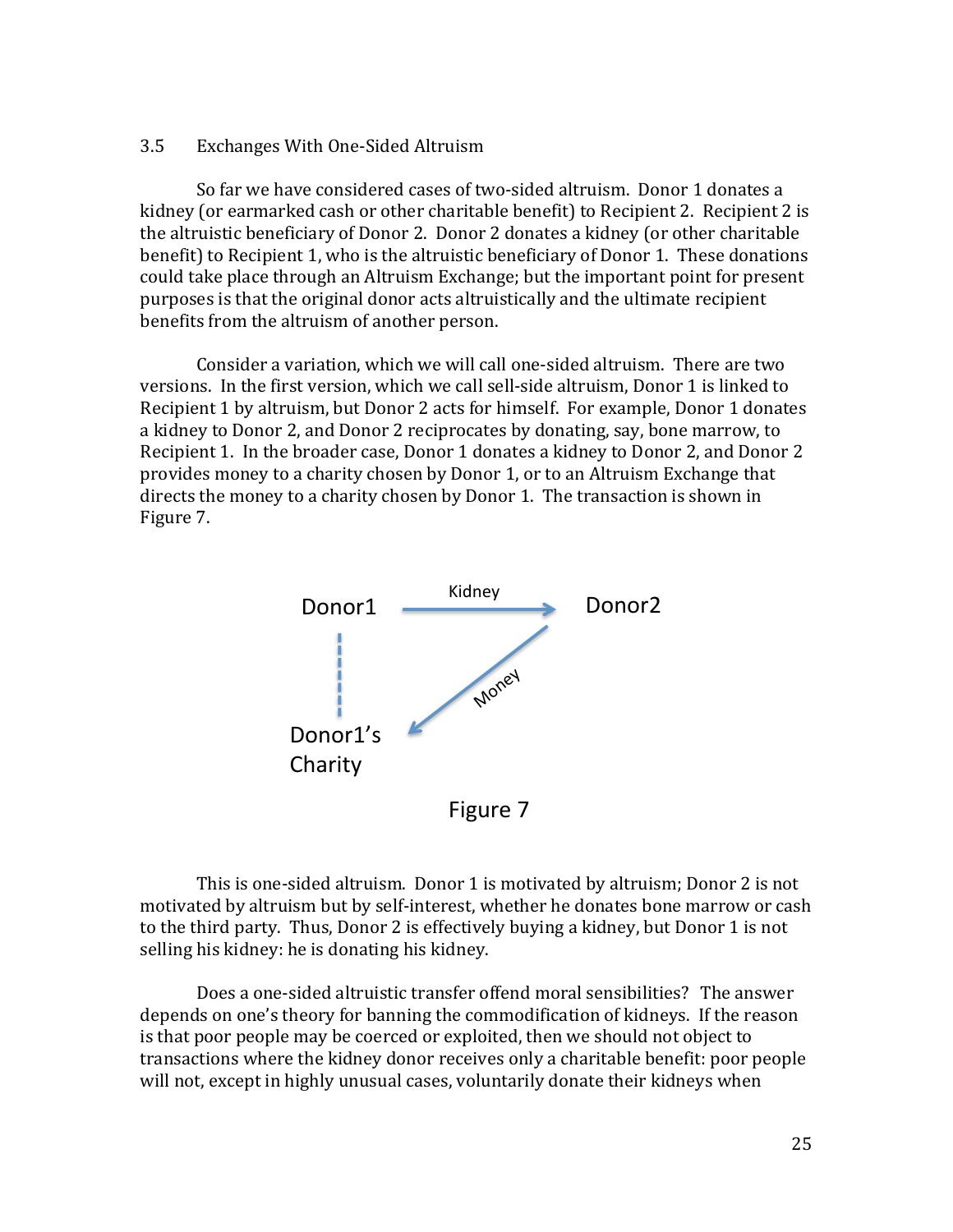### 3.5 Exchanges With One-Sided Altruism

So far we have considered cases of two-sided altruism. Donor 1 donates a kidney (or earmarked cash or other charitable benefit) to Recipient 2. Recipient 2 is the altruistic beneficiary of Donor 2. Donor 2 donates a kidney (or other charitable benefit) to Recipient 1, who is the altruistic beneficiary of Donor 1. These donations could take place through an Altruism Exchange; but the important point for present purposes is that the original donor acts altruistically and the ultimate recipient benefits from the altruism of another person.

Consider a variation, which we will call one-sided altruism. There are two versions. In the first version, which we call sell-side altruism, Donor 1 is linked to Recipient 1 by altruism, but Donor 2 acts for himself. For example, Donor 1 donates a kidney to Donor 2, and Donor 2 reciprocates by donating, say, bone marrow, to Recipient 1. In the broader case, Donor 1 donates a kidney to Donor 2, and Donor 2 provides money to a charity chosen by Donor 1, or to an Altruism Exchange that directs the money to a charity chosen by Donor 1. The transaction is shown in Figure 7.

Figure 7

This is one-sided altruism. Donor 1 is motivated by altruism; Donor 2 is not motivated by altruism but by self-interest, whether he donates bone marrow or cash to the third party. Thus, Donor 2 is effectively buying a kidney, but Donor 1 is not selling his kidney: he is donating his kidney.

Does a one-sided altruistic transfer offend moral sensibilities? The answer depends on one's theory for banning the commodification of kidneys. If the reason is that poor people may be coerced or exploited, then we should not object to transactions where the kidney donor receives only a charitable benefit: poor people will not, except in highly unusual cases, voluntarily donate their kidneys when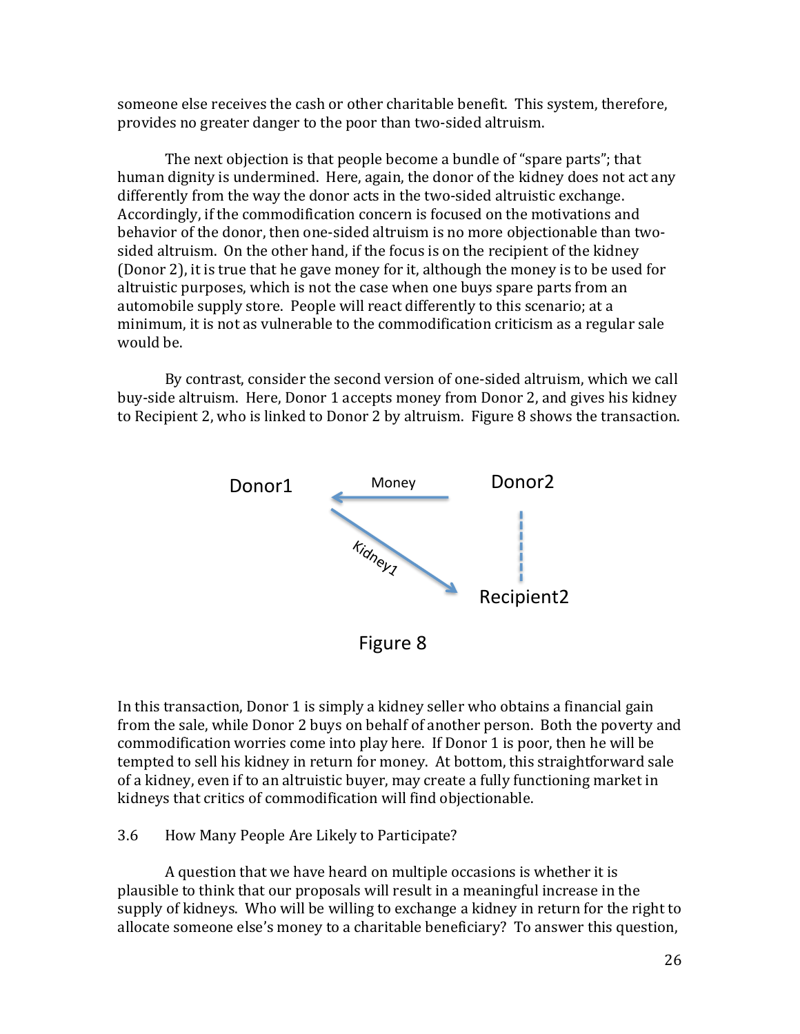someone else receives the cash or other charitable benefit. This system, therefore, provides no greater danger to the poor than two-sided altruism.

The next objection is that people become a bundle of "spare parts"; that human dignity is undermined. Here, again, the donor of the kidney does not act any differently from the way the donor acts in the two-sided altruistic exchange. Accordingly, if the commodification concern is focused on the motivations and behavior of the donor, then one-sided altruism is no more objectionable than two-sided altruism. On the other hand, if the focus is on the recipient of the kidney (Donor 2), it is true that he gave money for it, although the money is to be used for altruistic purposes, which is not the case when one buys spare parts from an automobile supply store. People will react differently to this scenario; at a minimum, it is not as vulnerable to the commodification criticism as a regular sale would be.

By contrast, consider the second version of one-sided altruism, which we call buy-side altruism. Here, Donor 1 accepts money from Donor 2, and gives his kidney to Recipient 2, who is linked to Donor 2 by altruism. Figure 8 shows the transaction.

Figure 8

In this transaction, Donor 1 is simply a kidney seller who obtains a financial gain from the sale, while Donor 2 buys on behalf of another person. Both the poverty and commodification worries come into play here. If Donor 1 is poor, then he will be tempted to sell his kidney in return for money. At bottom, this straightforward sale of a kidney, even if to an altruistic buyer, may create a fully functioning market in kidneys that critics of commodification will find objectionable.

## 3.6 How Many People Are Likely to Participate?

A question that we have heard on multiple occasions is whether it is plausible to think that our proposals will result in a meaningful increase in the supply of kidneys. Who will be willing to exchange a kidney in return for the right to allocate someone else's money to a charitable beneficiary? To answer this question,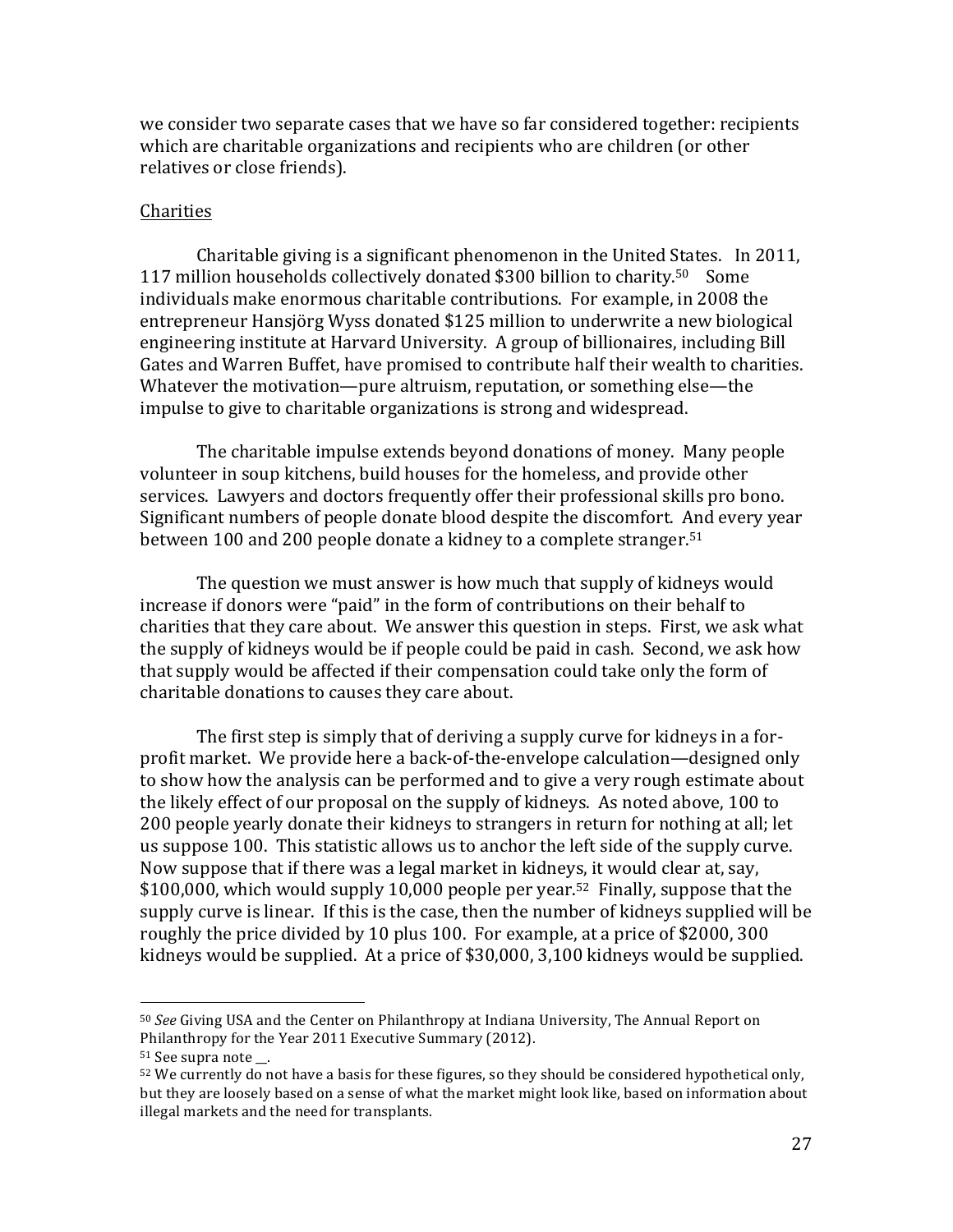we consider two separate cases that we have so far considered together: recipients which are charitable organizations and recipients who are children (or other relatives or close friends).

Charities

Charitable giving is a significant phenomenon in the United States. In 2011, 117 million households collectively donated $300 billion to charity.[50] Some individuals make enormous charitable contributions. For example, in 2008 the entrepreneur Hansjörg Wyss donated $125 million to underwrite a new biological engineering institute at Harvard University. A group of billionaires, including Bill Gates and Warren Buffet, have promised to contribute half their wealth to charities. Whatever the motivation—pure altruism, reputation, or something else—the impulse to give to charitable organizations is strong and widespread.

The charitable impulse extends beyond donations of money. Many people volunteer in soup kitchens, build houses for the homeless, and provide other services. Lawyers and doctors frequently offer their professional skills pro bono. Significant numbers of people donate blood despite the discomfort. And every year between 100 and 200 people donate a kidney to a complete stranger.[51]

The question we must answer is how much that supply of kidneys would increase if donors were "paid" in the form of contributions on their behalf to charities that they care about. We answer this question in steps. First, we ask what the supply of kidneys would be if people could be paid in cash. Second, we ask how that supply would be affected if their compensation could take only the form of charitable donations to causes they care about.

The first step is simply that of deriving a supply curve for kidneys in a for-profit market. We provide here a back-of-the-envelope calculation—designed only to show how the analysis can be performed and to give a very rough estimate about the likely effect of our proposal on the supply of kidneys. As noted above, 100 to 200 people yearly donate their kidneys to strangers in return for nothing at all; let us suppose 100. This statistic allows us to anchor the left side of the supply curve. Now suppose that if there was a legal market in kidneys, it would clear at, say, $100,000, which would supply 10,000 people per year.[52] Finally, suppose that the supply curve is linear. If this is the case, then the number of kidneys supplied will be roughly the price divided by 10 plus 100. For example, at a price of $2000, 300 kidneys would be supplied. At a price of $30,000, 3,100 kidneys would be supplied.

---

[50] *See* Giving USA and the Center on Philanthropy at Indiana University, The Annual Report on Philanthropy for the Year 2011 Executive Summary (2012).

[51] See supra note __.

[52] We currently do not have a basis for these figures, so they should be considered hypothetical only, but they are loosely based on a sense of what the market might look like, based on information about illegal markets and the need for transplants.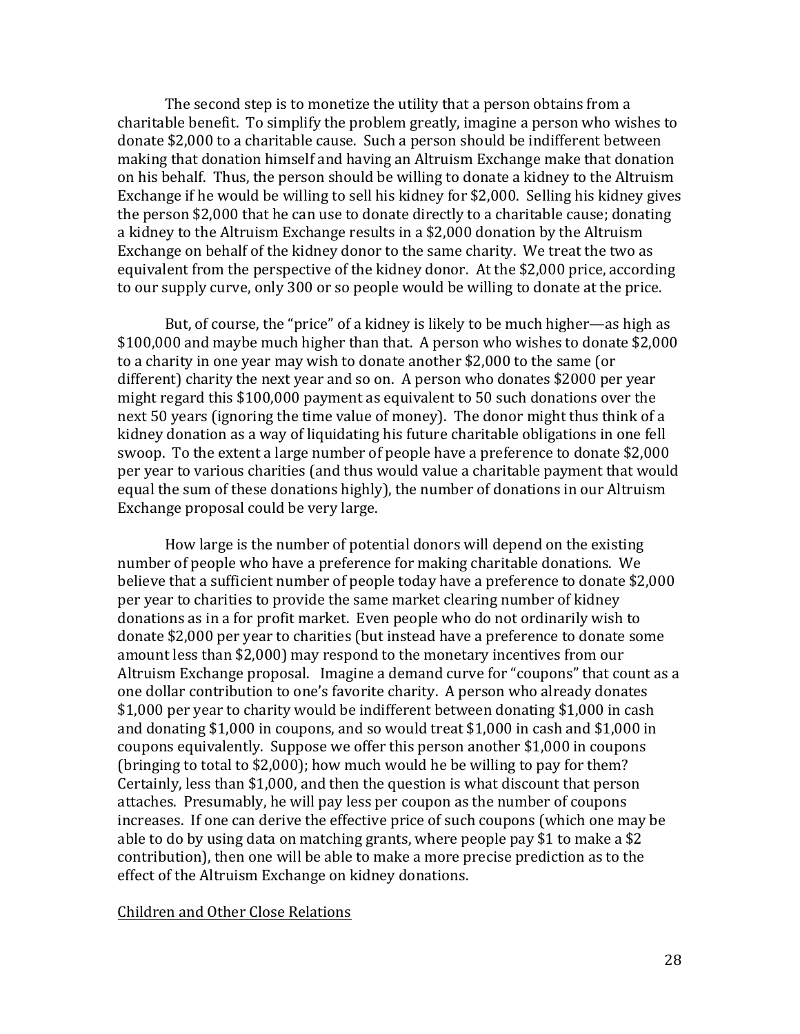The second step is to monetize the utility that a person obtains from a charitable benefit. To simplify the problem greatly, imagine a person who wishes to donate $2,000 to a charitable cause. Such a person should be indifferent between making that donation himself and having an Altruism Exchange make that donation on his behalf. Thus, the person should be willing to donate a kidney to the Altruism Exchange if he would be willing to sell his kidney for $2,000. Selling his kidney gives the person $2,000 that he can use to donate directly to a charitable cause; donating a kidney to the Altruism Exchange results in a $2,000 donation by the Altruism Exchange on behalf of the kidney donor to the same charity. We treat the two as equivalent from the perspective of the kidney donor. At the $2,000 price, according to our supply curve, only 300 or so people would be willing to donate at the price.

But, of course, the "price" of a kidney is likely to be much higher—as high as $100,000 and maybe much higher than that. A person who wishes to donate $2,000 to a charity in one year may wish to donate another $2,000 to the same (or different) charity the next year and so on. A person who donates $2000 per year might regard this $100,000 payment as equivalent to 50 such donations over the next 50 years (ignoring the time value of money). The donor might thus think of a kidney donation as a way of liquidating his future charitable obligations in one fell swoop. To the extent a large number of people have a preference to donate $2,000 per year to various charities (and thus would value a charitable payment that would equal the sum of these donations highly), the number of donations in our Altruism Exchange proposal could be very large.

How large is the number of potential donors will depend on the existing number of people who have a preference for making charitable donations. We believe that a sufficient number of people today have a preference to donate $2,000 per year to charities to provide the same market clearing number of kidney donations as in a for profit market. Even people who do not ordinarily wish to donate $2,000 per year to charities (but instead have a preference to donate some amount less than $2,000) may respond to the monetary incentives from our Altruism Exchange proposal. Imagine a demand curve for "coupons" that count as a one dollar contribution to one's favorite charity. A person who already donates $1,000 per year to charity would be indifferent between donating $1,000 in cash and donating $1,000 in coupons, and so would treat $1,000 in cash and $1,000 in coupons equivalently. Suppose we offer this person another $1,000 in coupons (bringing to total to $2,000); how much would he be willing to pay for them? Certainly, less than $1,000, and then the question is what discount that person attaches. Presumably, he will pay less per coupon as the number of coupons increases. If one can derive the effective price of such coupons (which one may be able to do by using data on matching grants, where people pay $1 to make a $2 contribution), then one will be able to make a more precise prediction as to the effect of the Altruism Exchange on kidney donations.

Children and Other Close Relations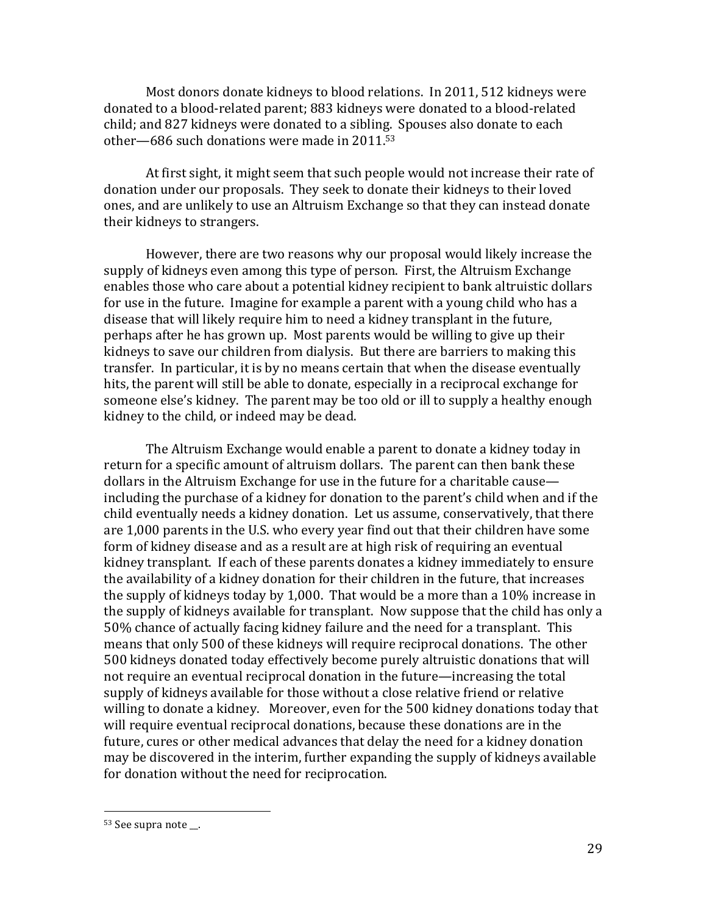Most donors donate kidneys to blood relations. In 2011, 512 kidneys were donated to a blood-related parent; 883 kidneys were donated to a blood-related child; and 827 kidneys were donated to a sibling. Spouses also donate to each other—686 such donations were made in 2011.[53]

At first sight, it might seem that such people would not increase their rate of donation under our proposals. They seek to donate their kidneys to their loved ones, and are unlikely to use an Altruism Exchange so that they can instead donate their kidneys to strangers.

However, there are two reasons why our proposal would likely increase the supply of kidneys even among this type of person. First, the Altruism Exchange enables those who care about a potential kidney recipient to bank altruistic dollars for use in the future. Imagine for example a parent with a young child who has a disease that will likely require him to need a kidney transplant in the future, perhaps after he has grown up. Most parents would be willing to give up their kidneys to save our children from dialysis. But there are barriers to making this transfer. In particular, it is by no means certain that when the disease eventually hits, the parent will still be able to donate, especially in a reciprocal exchange for someone else's kidney. The parent may be too old or ill to supply a healthy enough kidney to the child, or indeed may be dead.

The Altruism Exchange would enable a parent to donate a kidney today in return for a specific amount of altruism dollars. The parent can then bank these dollars in the Altruism Exchange for use in the future for a charitable cause—including the purchase of a kidney for donation to the parent's child when and if the child eventually needs a kidney donation. Let us assume, conservatively, that there are 1,000 parents in the U.S. who every year find out that their children have some form of kidney disease and as a result are at high risk of requiring an eventual kidney transplant. If each of these parents donates a kidney immediately to ensure the availability of a kidney donation for their children in the future, that increases the supply of kidneys today by 1,000. That would be a more than a 10% increase in the supply of kidneys available for transplant. Now suppose that the child has only a 50% chance of actually facing kidney failure and the need for a transplant. This means that only 500 of these kidneys will require reciprocal donations. The other 500 kidneys donated today effectively become purely altruistic donations that will not require an eventual reciprocal donation in the future—increasing the total supply of kidneys available for those without a close relative friend or relative willing to donate a kidney. Moreover, even for the 500 kidney donations today that will require eventual reciprocal donations, because these donations are in the future, cures or other medical advances that delay the need for a kidney donation may be discovered in the interim, further expanding the supply of kidneys available for donation without the need for reciprocation.

---

[53] See supra note __.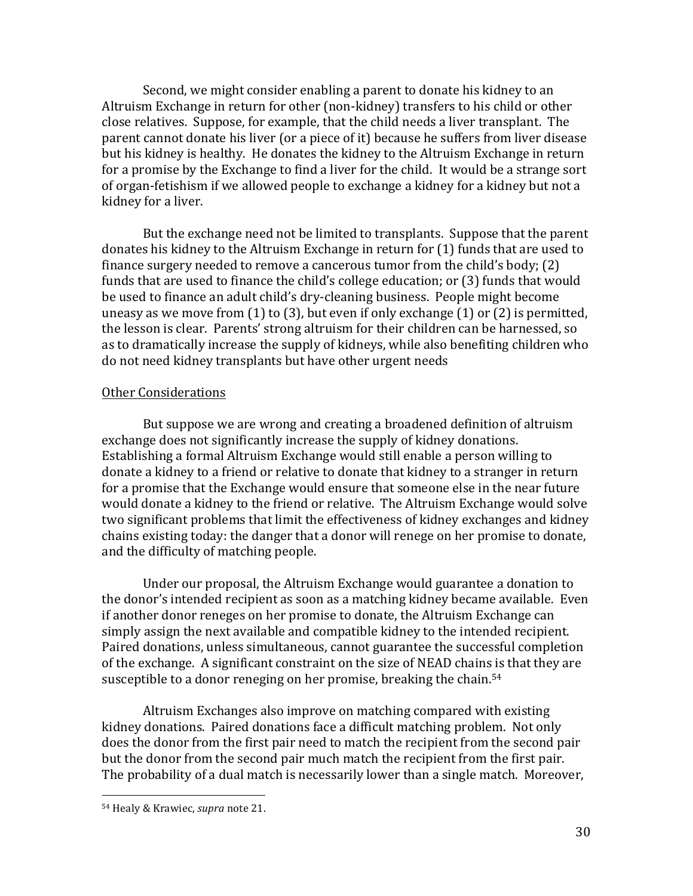Second, we might consider enabling a parent to donate his kidney to an Altruism Exchange in return for other (non-kidney) transfers to his child or other close relatives. Suppose, for example, that the child needs a liver transplant. The parent cannot donate his liver (or a piece of it) because he suffers from liver disease but his kidney is healthy. He donates the kidney to the Altruism Exchange in return for a promise by the Exchange to find a liver for the child. It would be a strange sort of organ-fetishism if we allowed people to exchange a kidney for a kidney but not a kidney for a liver.

But the exchange need not be limited to transplants. Suppose that the parent donates his kidney to the Altruism Exchange in return for (1) funds that are used to finance surgery needed to remove a cancerous tumor from the child's body; (2) funds that are used to finance the child's college education; or (3) funds that would be used to finance an adult child's dry-cleaning business. People might become uneasy as we move from (1) to (3), but even if only exchange (1) or (2) is permitted, the lesson is clear. Parents' strong altruism for their children can be harnessed, so as to dramatically increase the supply of kidneys, while also benefiting children who do not need kidney transplants but have other urgent needs

<u>Other Considerations</u>

But suppose we are wrong and creating a broadened definition of altruism exchange does not significantly increase the supply of kidney donations. Establishing a formal Altruism Exchange would still enable a person willing to donate a kidney to a friend or relative to donate that kidney to a stranger in return for a promise that the Exchange would ensure that someone else in the near future would donate a kidney to the friend or relative. The Altruism Exchange would solve two significant problems that limit the effectiveness of kidney exchanges and kidney chains existing today: the danger that a donor will renege on her promise to donate, and the difficulty of matching people.

Under our proposal, the Altruism Exchange would guarantee a donation to the donor's intended recipient as soon as a matching kidney became available. Even if another donor reneges on her promise to donate, the Altruism Exchange can simply assign the next available and compatible kidney to the intended recipient. Paired donations, unless simultaneous, cannot guarantee the successful completion of the exchange. A significant constraint on the size of NEAD chains is that they are susceptible to a donor reneging on her promise, breaking the chain.[54]

Altruism Exchanges also improve on matching compared with existing kidney donations. Paired donations face a difficult matching problem. Not only does the donor from the first pair need to match the recipient from the second pair but the donor from the second pair much match the recipient from the first pair. The probability of a dual match is necessarily lower than a single match. Moreover,

---

[54] Healy & Krawiec, *supra* note 21.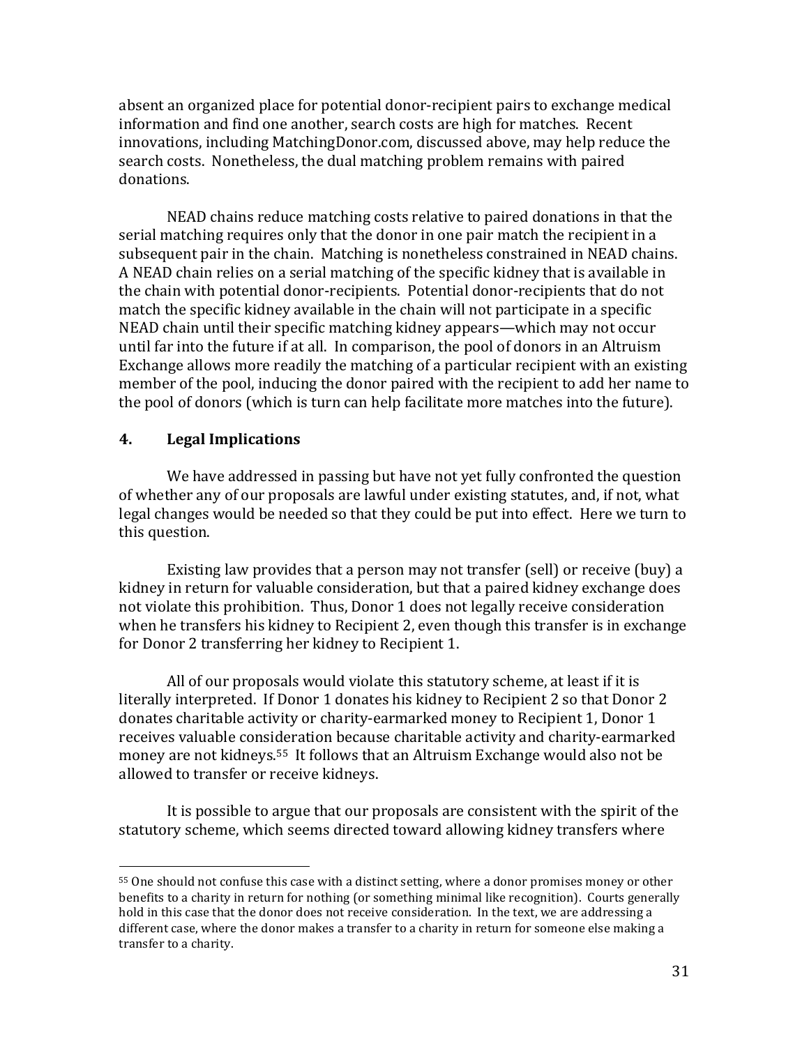absent an organized place for potential donor-recipient pairs to exchange medical information and find one another, search costs are high for matches. Recent innovations, including MatchingDonor.com, discussed above, may help reduce the search costs. Nonetheless, the dual matching problem remains with paired donations.

NEAD chains reduce matching costs relative to paired donations in that the serial matching requires only that the donor in one pair match the recipient in a subsequent pair in the chain. Matching is nonetheless constrained in NEAD chains. A NEAD chain relies on a serial matching of the specific kidney that is available in the chain with potential donor-recipients. Potential donor-recipients that do not match the specific kidney available in the chain will not participate in a specific NEAD chain until their specific matching kidney appears—which may not occur until far into the future if at all. In comparison, the pool of donors in an Altruism Exchange allows more readily the matching of a particular recipient with an existing member of the pool, inducing the donor paired with the recipient to add her name to the pool of donors (which is turn can help facilitate more matches into the future).

## 4. Legal Implications

We have addressed in passing but have not yet fully confronted the question of whether any of our proposals are lawful under existing statutes, and, if not, what legal changes would be needed so that they could be put into effect. Here we turn to this question.

Existing law provides that a person may not transfer (sell) or receive (buy) a kidney in return for valuable consideration, but that a paired kidney exchange does not violate this prohibition. Thus, Donor 1 does not legally receive consideration when he transfers his kidney to Recipient 2, even though this transfer is in exchange for Donor 2 transferring her kidney to Recipient 1.

All of our proposals would violate this statutory scheme, at least if it is literally interpreted. If Donor 1 donates his kidney to Recipient 2 so that Donor 2 donates charitable activity or charity-earmarked money to Recipient 1, Donor 1 receives valuable consideration because charitable activity and charity-earmarked money are not kidneys.[55] It follows that an Altruism Exchange would also not be allowed to transfer or receive kidneys.

It is possible to argue that our proposals are consistent with the spirit of the statutory scheme, which seems directed toward allowing kidney transfers where

[55] One should not confuse this case with a distinct setting, where a donor promises money or other benefits to a charity in return for nothing (or something minimal like recognition). Courts generally hold in this case that the donor does not receive consideration. In the text, we are addressing a different case, where the donor makes a transfer to a charity in return for someone else making a transfer to a charity.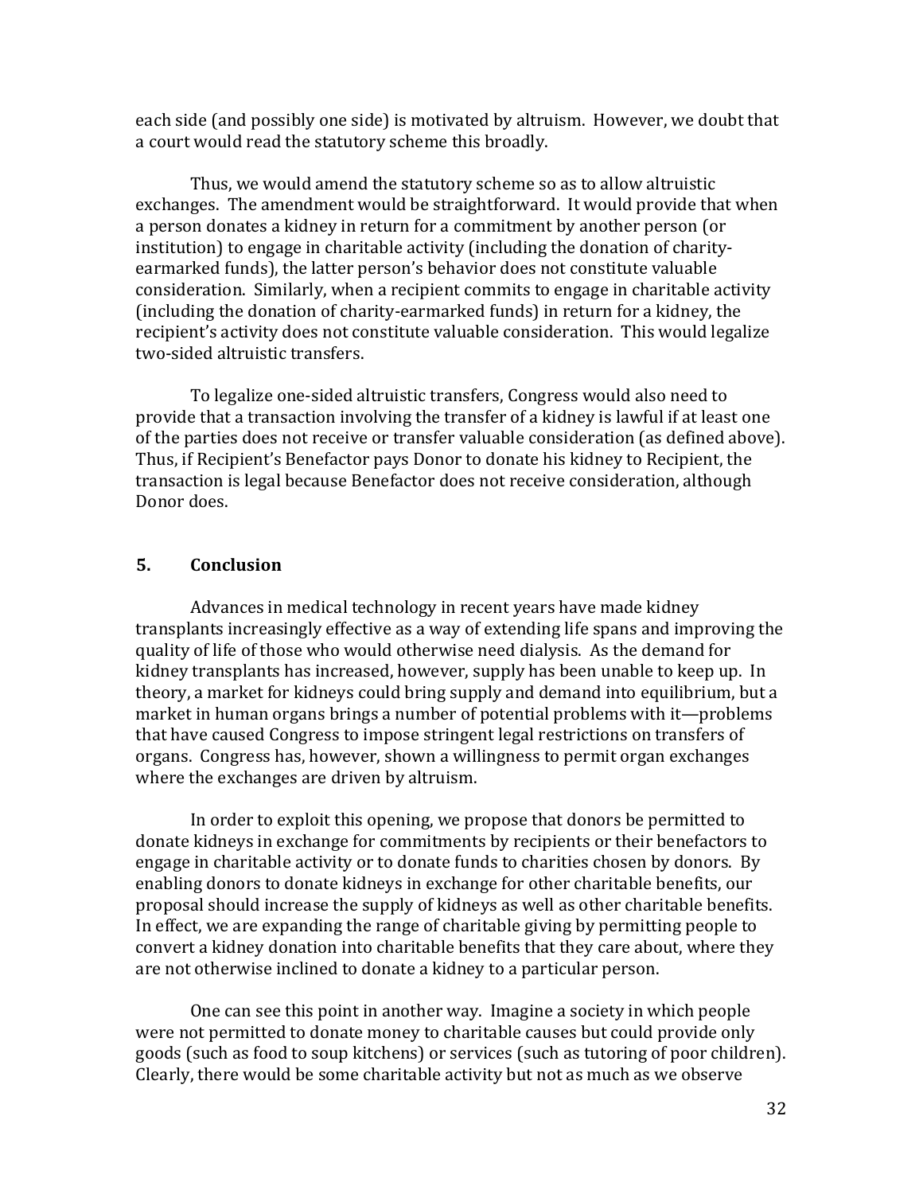each side (and possibly one side) is motivated by altruism. However, we doubt that a court would read the statutory scheme this broadly.

Thus, we would amend the statutory scheme so as to allow altruistic exchanges. The amendment would be straightforward. It would provide that when a person donates a kidney in return for a commitment by another person (or institution) to engage in charitable activity (including the donation of charity-earmarked funds), the latter person's behavior does not constitute valuable consideration. Similarly, when a recipient commits to engage in charitable activity (including the donation of charity-earmarked funds) in return for a kidney, the recipient's activity does not constitute valuable consideration. This would legalize two-sided altruistic transfers.

To legalize one-sided altruistic transfers, Congress would also need to provide that a transaction involving the transfer of a kidney is lawful if at least one of the parties does not receive or transfer valuable consideration (as defined above). Thus, if Recipient's Benefactor pays Donor to donate his kidney to Recipient, the transaction is legal because Benefactor does not receive consideration, although Donor does.

## 5. Conclusion

Advances in medical technology in recent years have made kidney transplants increasingly effective as a way of extending life spans and improving the quality of life of those who would otherwise need dialysis. As the demand for kidney transplants has increased, however, supply has been unable to keep up. In theory, a market for kidneys could bring supply and demand into equilibrium, but a market in human organs brings a number of potential problems with it—problems that have caused Congress to impose stringent legal restrictions on transfers of organs. Congress has, however, shown a willingness to permit organ exchanges where the exchanges are driven by altruism.

In order to exploit this opening, we propose that donors be permitted to donate kidneys in exchange for commitments by recipients or their benefactors to engage in charitable activity or to donate funds to charities chosen by donors. By enabling donors to donate kidneys in exchange for other charitable benefits, our proposal should increase the supply of kidneys as well as other charitable benefits. In effect, we are expanding the range of charitable giving by permitting people to convert a kidney donation into charitable benefits that they care about, where they are not otherwise inclined to donate a kidney to a particular person.

One can see this point in another way. Imagine a society in which people were not permitted to donate money to charitable causes but could provide only goods (such as food to soup kitchens) or services (such as tutoring of poor children). Clearly, there would be some charitable activity but not as much as we observe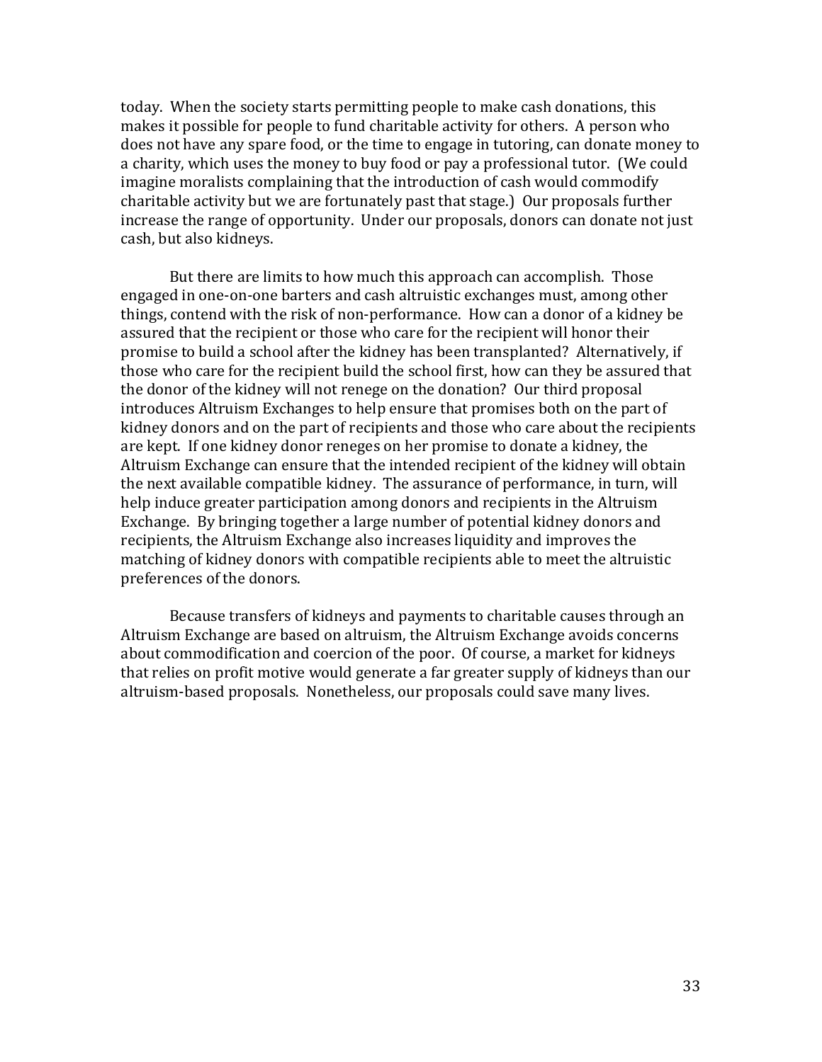today. When the society starts permitting people to make cash donations, this makes it possible for people to fund charitable activity for others. A person who does not have any spare food, or the time to engage in tutoring, can donate money to a charity, which uses the money to buy food or pay a professional tutor. (We could imagine moralists complaining that the introduction of cash would commodify charitable activity but we are fortunately past that stage.) Our proposals further increase the range of opportunity. Under our proposals, donors can donate not just cash, but also kidneys.

But there are limits to how much this approach can accomplish. Those engaged in one-on-one barters and cash altruistic exchanges must, among other things, contend with the risk of non-performance. How can a donor of a kidney be assured that the recipient or those who care for the recipient will honor their promise to build a school after the kidney has been transplanted? Alternatively, if those who care for the recipient build the school first, how can they be assured that the donor of the kidney will not renege on the donation? Our third proposal introduces Altruism Exchanges to help ensure that promises both on the part of kidney donors and on the part of recipients and those who care about the recipients are kept. If one kidney donor reneges on her promise to donate a kidney, the Altruism Exchange can ensure that the intended recipient of the kidney will obtain the next available compatible kidney. The assurance of performance, in turn, will help induce greater participation among donors and recipients in the Altruism Exchange. By bringing together a large number of potential kidney donors and recipients, the Altruism Exchange also increases liquidity and improves the matching of kidney donors with compatible recipients able to meet the altruistic preferences of the donors.

Because transfers of kidneys and payments to charitable causes through an Altruism Exchange are based on altruism, the Altruism Exchange avoids concerns about commodification and coercion of the poor. Of course, a market for kidneys that relies on profit motive would generate a far greater supply of kidneys than our altruism-based proposals. Nonetheless, our proposals could save many lives.